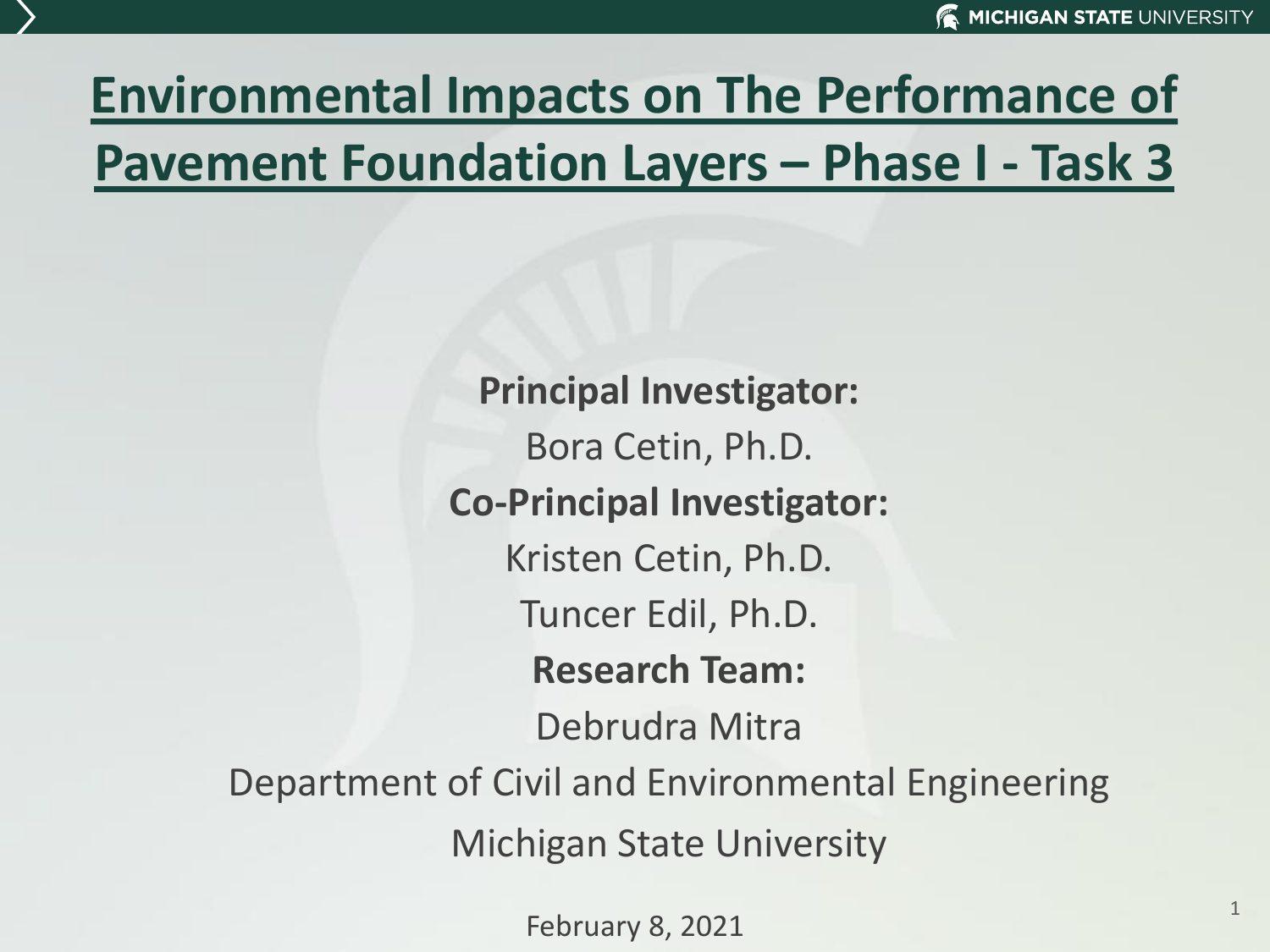# Environmental Impacts on The Performance of Pavement Foundation Layers – Phase I - Task 3

**Principal Investigator:**

Bora Cetin, Ph.D.

**Co-Principal Investigator:**

Kristen Cetin, Ph.D.

Tuncer Edil, Ph.D.

**Research Team:**

Debrudra Mitra

Department of Civil and Environmental Engineering

Michigan State University

February 8, 2021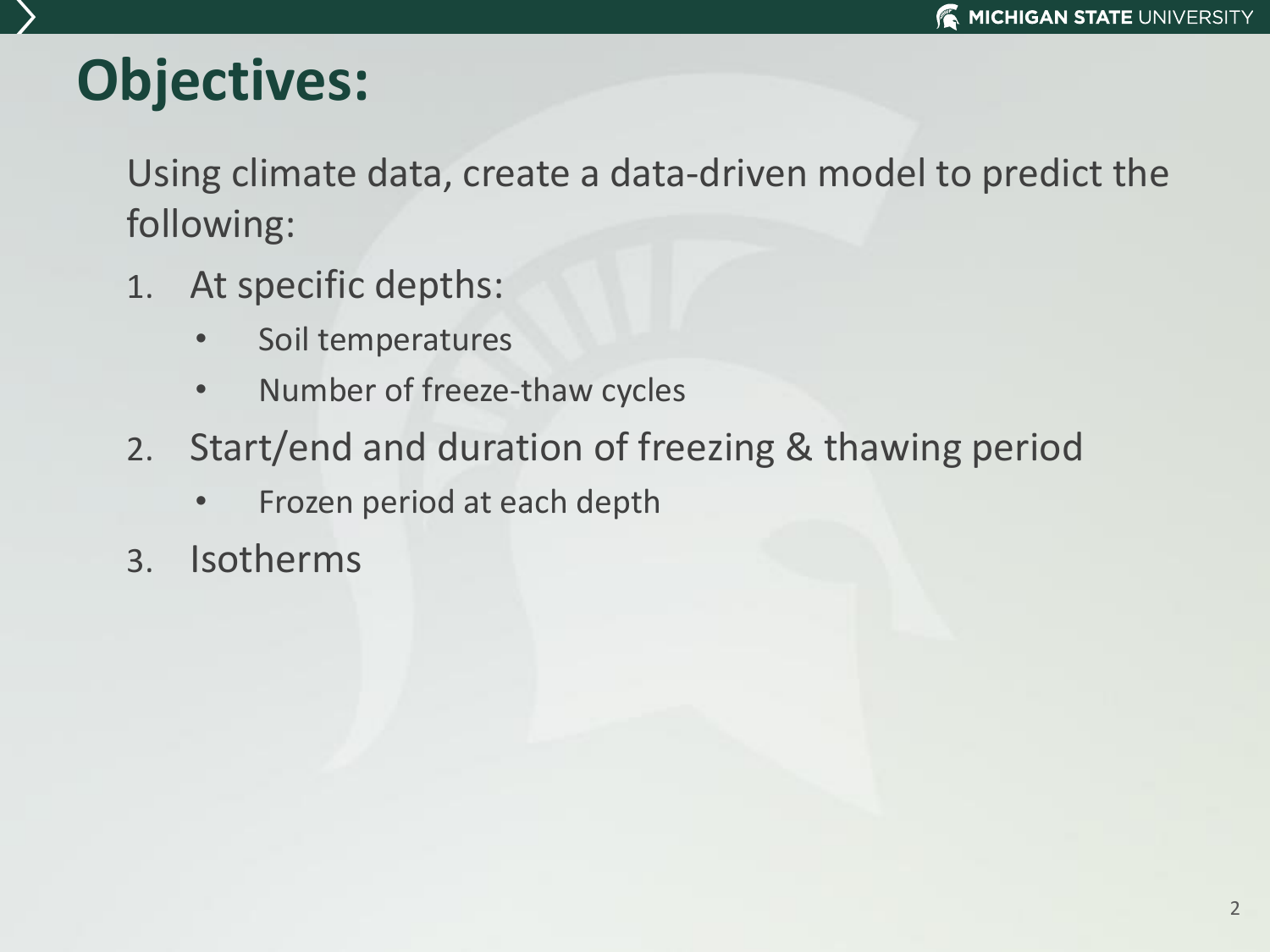# Objectives:

Using climate data, create a data-driven model to predict the following:

1. At specific depths:
   - Soil temperatures
   - Number of freeze-thaw cycles
2. Start/end and duration of freezing & thawing period
   - Frozen period at each depth
3. Isotherms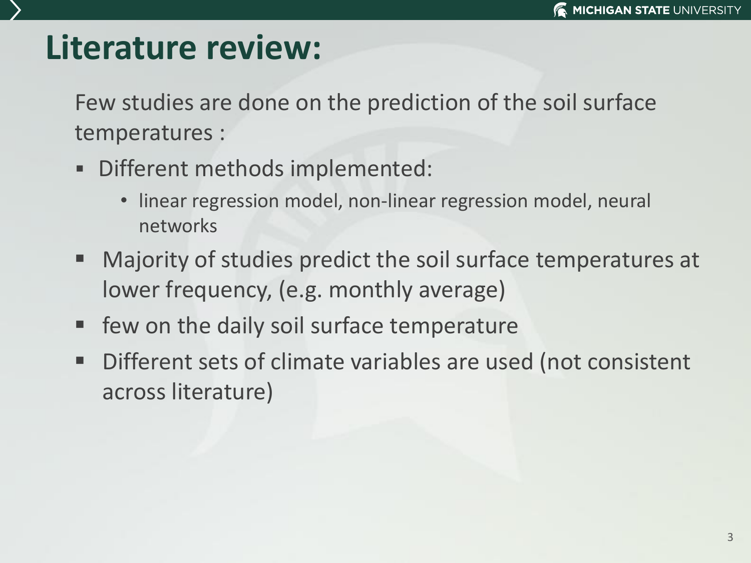# Literature review:

Few studies are done on the prediction of the soil surface temperatures :

- Different methods implemented:
  - linear regression model, non-linear regression model, neural networks
- Majority of studies predict the soil surface temperatures at lower frequency, (e.g. monthly average)
- few on the daily soil surface temperature
- Different sets of climate variables are used (not consistent across literature)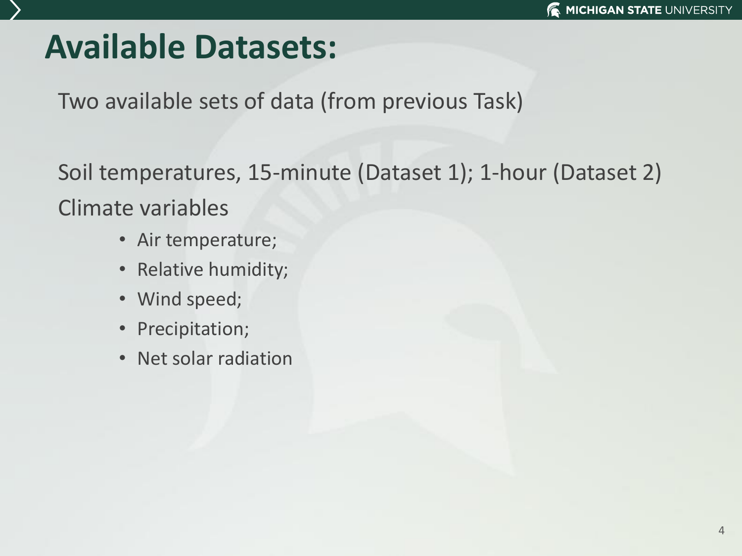# Available Datasets:

Two available sets of data (from previous Task)

Soil temperatures, 15-minute (Dataset 1); 1-hour (Dataset 2)

Climate variables

- Air temperature;
- Relative humidity;
- Wind speed;
- Precipitation;
- Net solar radiation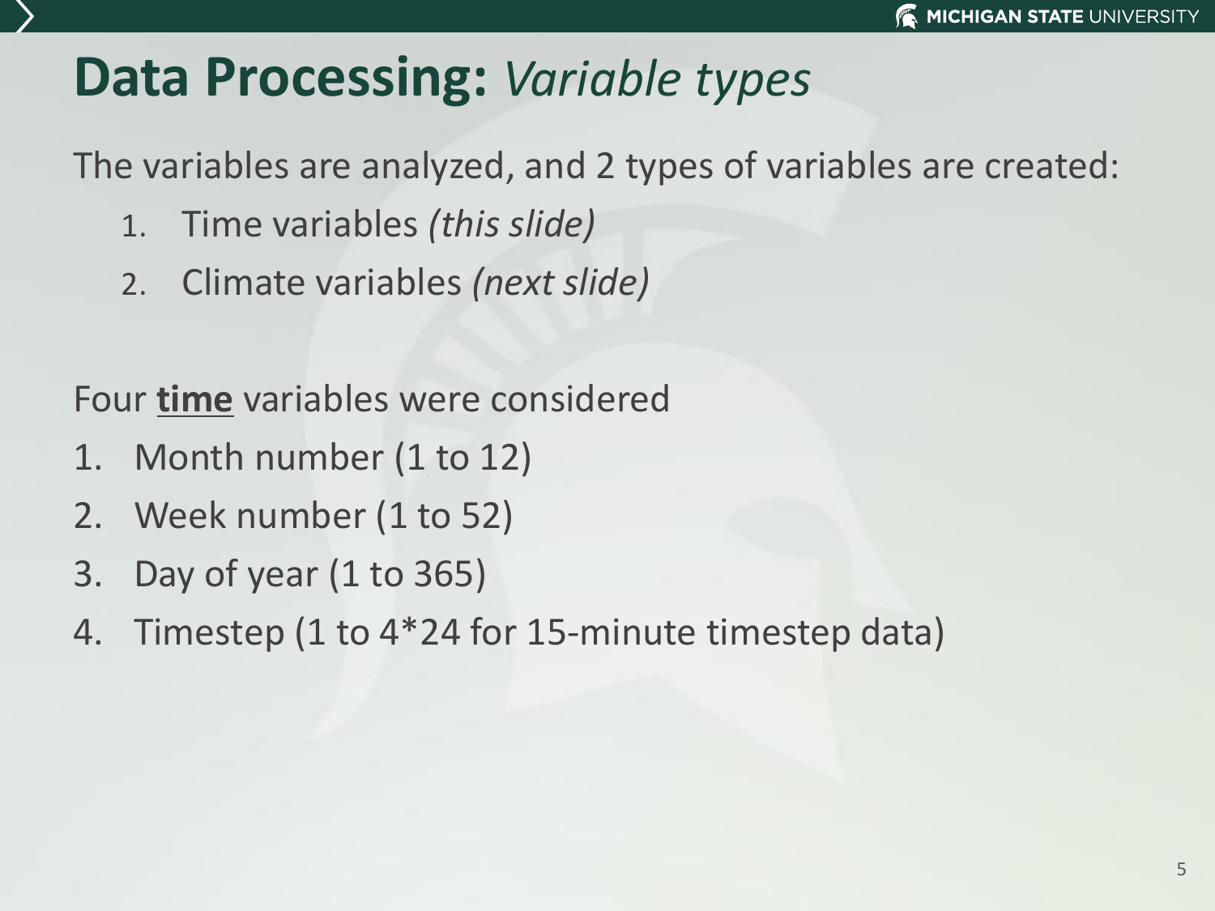# **Data Processing:** *Variable types*

The variables are analyzed, and 2 types of variables are created:

1. Time variables *(this slide)*
2. Climate variables *(next slide)*

Four **time** variables were considered

1. Month number (1 to 12)
2. Week number (1 to 52)
3. Day of year (1 to 365)
4. Timestep (1 to 4*24 for 15-minute timestep data)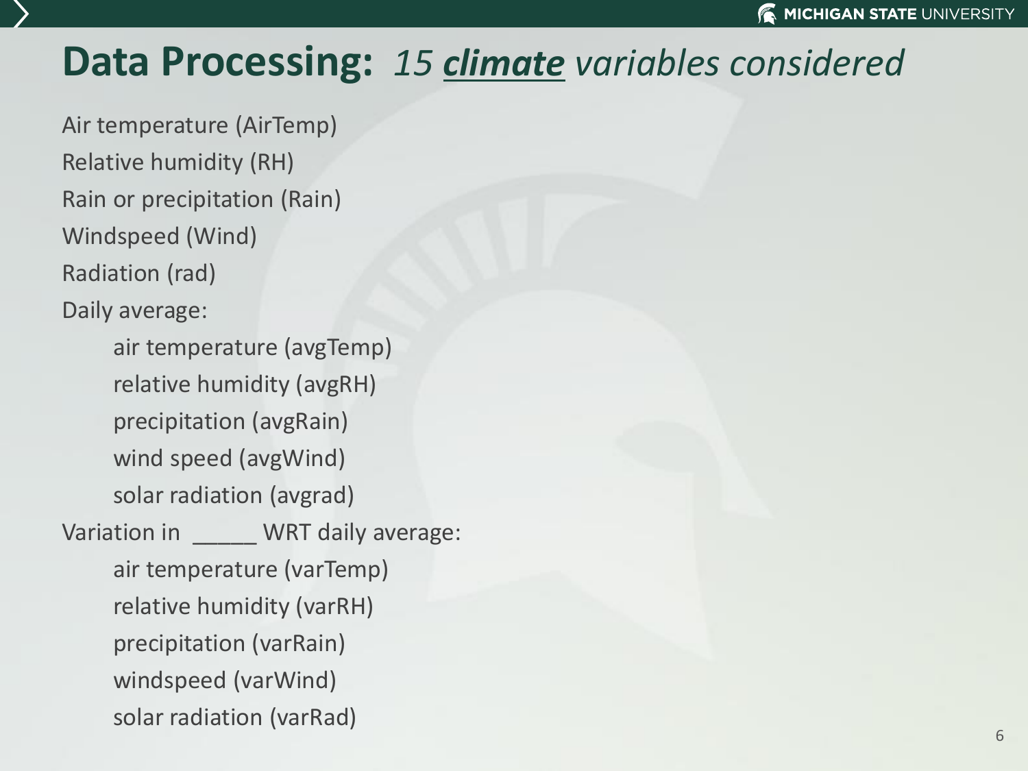# Data Processing: *15 **climate** variables considered*

Air temperature (AirTemp)

Relative humidity (RH)

Rain or precipitation (Rain)

Windspeed (Wind)

Radiation (rad)

Daily average:

- air temperature (avgTemp)
- relative humidity (avgRH)
- precipitation (avgRain)
- wind speed (avgWind)
- solar radiation (avgrad)

Variation in _____ WRT daily average:

- air temperature (varTemp)
- relative humidity (varRH)
- precipitation (varRain)
- windspeed (varWind)
- solar radiation (varRad)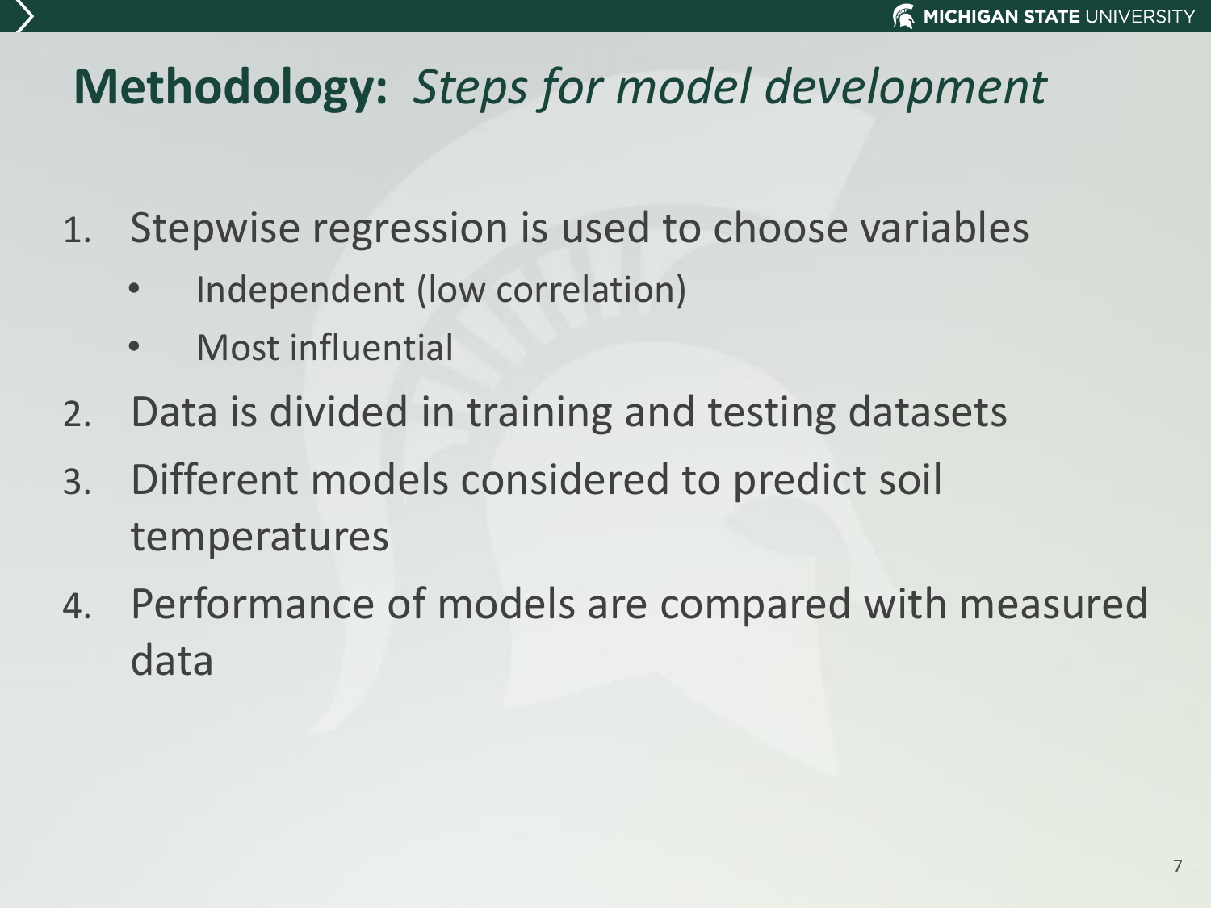# **Methodology:** *Steps for model development*

1. Stepwise regression is used to choose variables
   - Independent (low correlation)
   - Most influential
2. Data is divided in training and testing datasets
3. Different models considered to predict soil temperatures
4. Performance of models are compared with measured data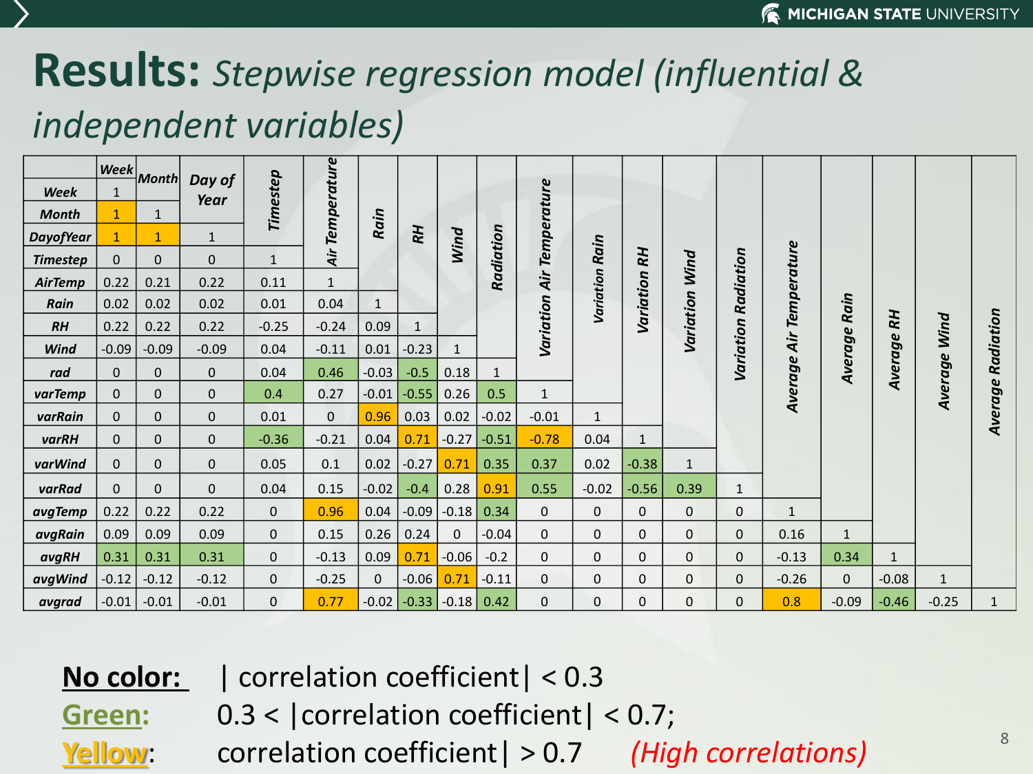# **Results:** *Stepwise regression model (influential & independent variables)*

| | Week | Month | Day of Year | Timestep | Air Temperature | Rain | RH | Wind | Radiation | Variation Air Temperature | Variation Rain | Variation RH | Variation Wind | Variation Radiation | Average Air Temperature | Average Rain | Average RH | Average Wind | Average Radiation |
|---|---|---|---|---|---|---|---|---|---|---|---|---|---|---|---|---|---|---|---|
| **Week** | 1 | | | | | | | | | | | | | | | | | | |
| **Month** | 1 | 1 | | | | | | | | | | | | | | | | | |
| **DayofYear** | 1 | 1 | 1 | | | | | | | | | | | | | | | | |
| **Timestep** | 0 | 0 | 0 | 1 | | | | | | | | | | | | | | | |
| **AirTemp** | 0.22 | 0.21 | 0.22 | 0.11 | 1 | | | | | | | | | | | | | | |
| **Rain** | 0.02 | 0.02 | 0.02 | 0.01 | 0.04 | 1 | | | | | | | | | | | | | |
| **RH** | 0.22 | 0.22 | 0.22 | -0.25 | -0.24 | 0.09 | 1 | | | | | | | | | | | | |
| **Wind** | -0.09 | -0.09 | -0.09 | 0.04 | -0.11 | 0.01 | -0.23 | 1 | | | | | | | | | | | |
| **rad** | 0 | 0 | 0 | 0.04 | 0.46 | -0.03 | -0.5 | 0.18 | 1 | | | | | | | | | | |
| **varTemp** | 0 | 0 | 0 | 0.4 | 0.27 | -0.01 | -0.55 | 0.26 | 0.5 | 1 | | | | | | | | | |
| **varRain** | 0 | 0 | 0 | 0.01 | 0 | 0.96 | 0.03 | 0.02 | -0.02 | -0.01 | 1 | | | | | | | | |
| **varRH** | 0 | 0 | 0 | -0.36 | -0.21 | 0.04 | 0.71 | -0.27 | -0.51 | -0.78 | 0.04 | 1 | | | | | | | |
| **varWind** | 0 | 0 | 0 | 0.05 | 0.1 | 0.02 | -0.27 | 0.71 | 0.35 | 0.37 | 0.02 | -0.38 | 1 | | | | | | |
| **varRad** | 0 | 0 | 0 | 0.04 | 0.15 | -0.02 | -0.4 | 0.28 | 0.91 | 0.55 | -0.02 | -0.56 | 0.39 | 1 | | | | | |
| **avgTemp** | 0.22 | 0.22 | 0.22 | 0 | 0.96 | 0.04 | -0.09 | -0.18 | 0.34 | 0 | 0 | 0 | 0 | 0 | 1 | | | | |
| **avgRain** | 0.09 | 0.09 | 0.09 | 0 | 0.15 | 0.26 | 0.24 | 0 | -0.04 | 0 | 0 | 0 | 0 | 0 | 0.16 | 1 | | | |
| **avgRH** | 0.31 | 0.31 | 0.31 | 0 | -0.13 | 0.09 | 0.71 | -0.06 | -0.2 | 0 | 0 | 0 | 0 | 0 | -0.13 | 0.34 | 1 | | |
| **avgWind** | -0.12 | -0.12 | -0.12 | 0 | -0.25 | 0 | -0.06 | 0.71 | -0.11 | 0 | 0 | 0 | 0 | 0 | -0.26 | 0 | -0.08 | 1 | |
| **avgrad** | -0.01 | -0.01 | -0.01 | 0 | 0.77 | -0.02 | -0.33 | -0.18 | 0.42 | 0 | 0 | 0 | 0 | 0 | 0.8 | -0.09 | -0.46 | -0.25 | 1 |

**No color:** | correlation coefficient| < 0.3

**Green:** 0.3 < |correlation coefficient| < 0.7;

**Yellow:** correlation coefficient| > 0.7 *(High correlations)*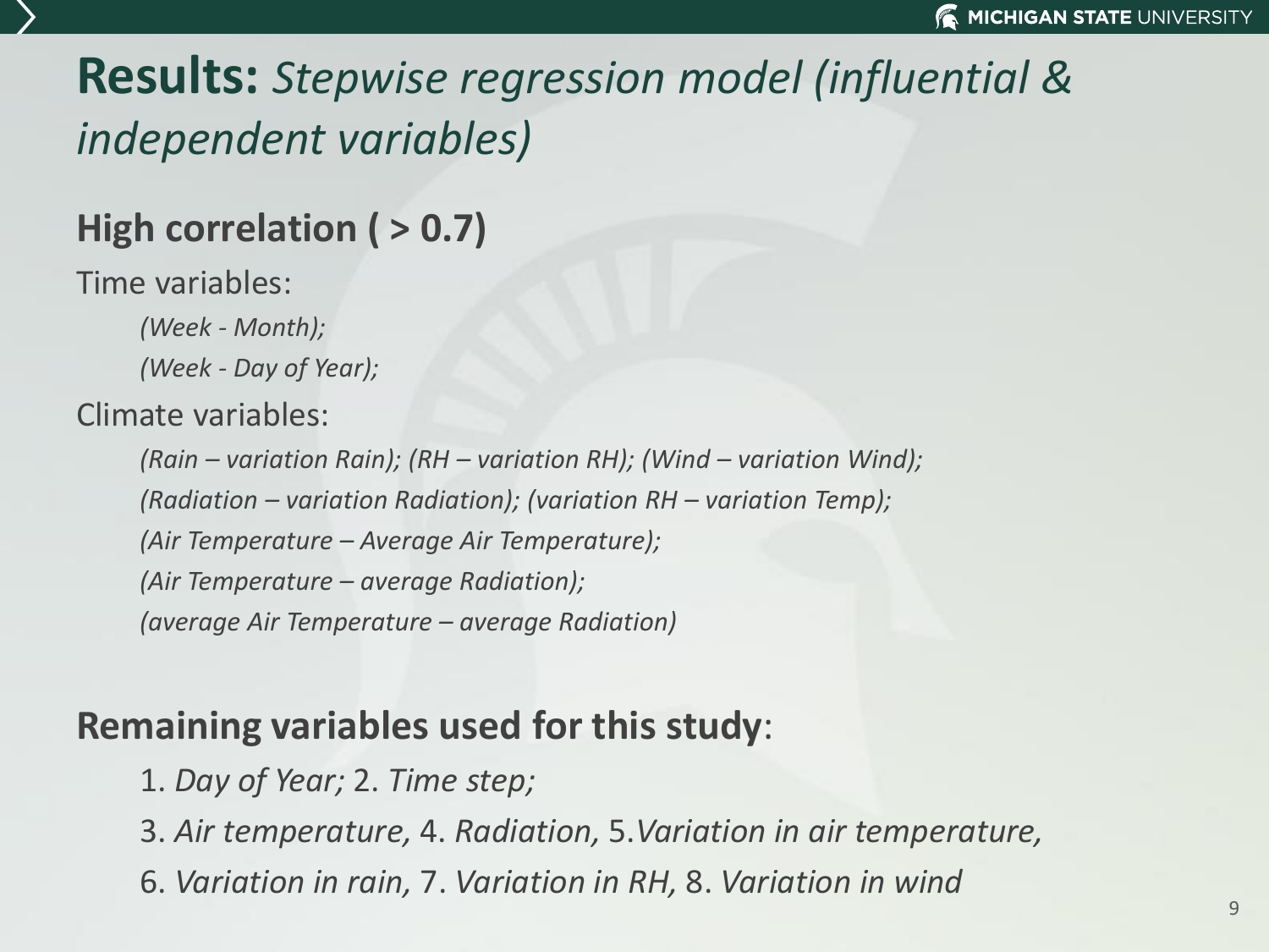# **Results:** *Stepwise regression model (influential & independent variables)*

## High correlation ( > 0.7)

Time variables:

*(Week - Month);*

*(Week - Day of Year);*

Climate variables:

*(Rain – variation Rain); (RH – variation RH); (Wind – variation Wind);*

*(Radiation – variation Radiation); (variation RH – variation Temp);*

*(Air Temperature – Average Air Temperature);*

*(Air Temperature – average Radiation);*

*(average Air Temperature – average Radiation)*

## **Remaining variables used for this study**:

1. *Day of Year;* 2. *Time step;*

3. *Air temperature,* 4. *Radiation,* 5. *Variation in air temperature,*

6. *Variation in rain,* 7. *Variation in RH,* 8. *Variation in wind*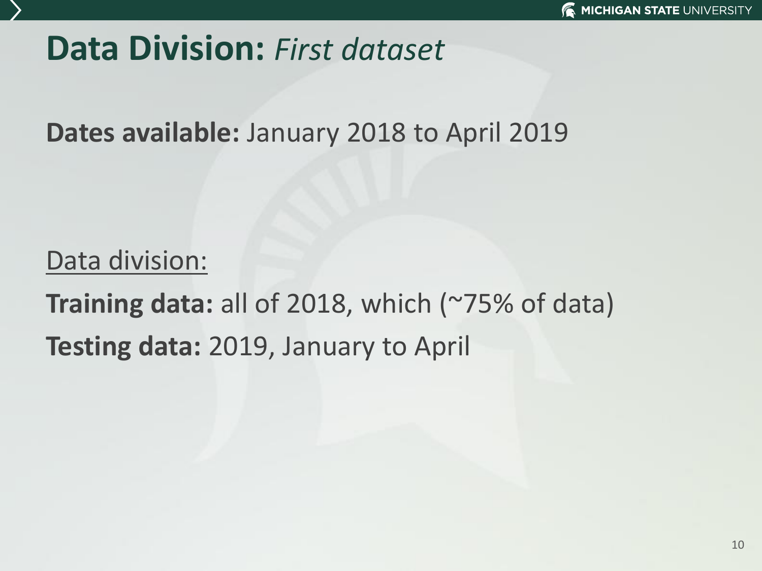# **Data Division:** *First dataset*

**Dates available:** January 2018 to April 2019

<u>Data division:</u>

**Training data:** all of 2018, which (~75% of data)

**Testing data:** 2019, January to April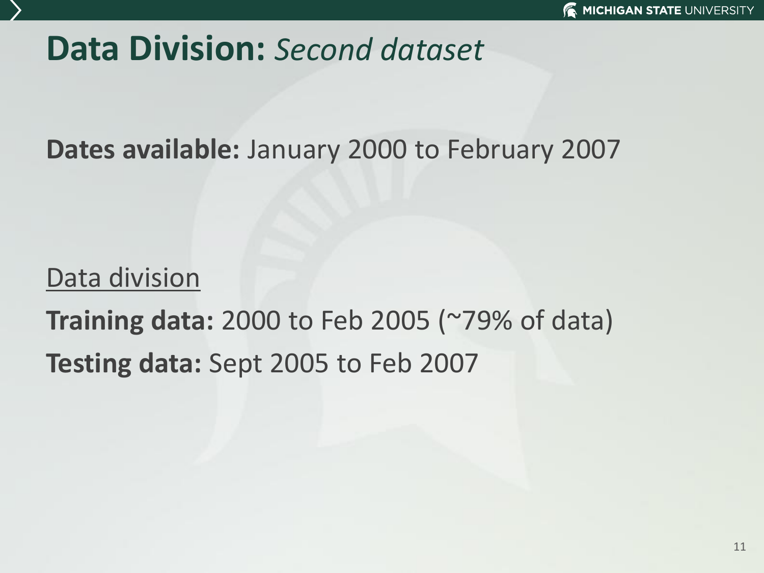# Data Division: *Second dataset*

**Dates available:** January 2000 to February 2007

<u>Data division</u>

**Training data:** 2000 to Feb 2005 (~79% of data)

**Testing data:** Sept 2005 to Feb 2007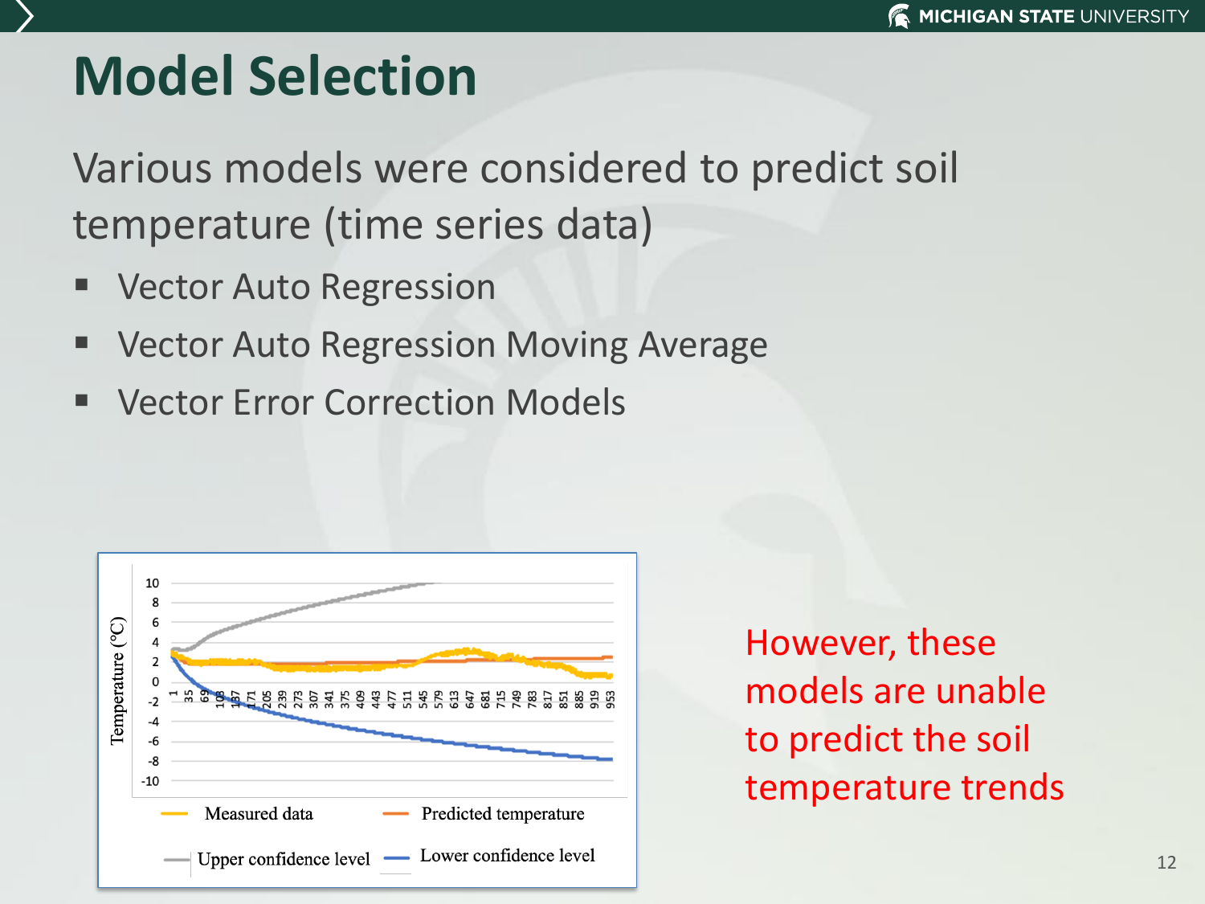# Model Selection

Various models were considered to predict soil temperature (time series data)

- Vector Auto Regression
- Vector Auto Regression Moving Average
- Vector Error Correction Models

However, these models are unable to predict the soil temperature trends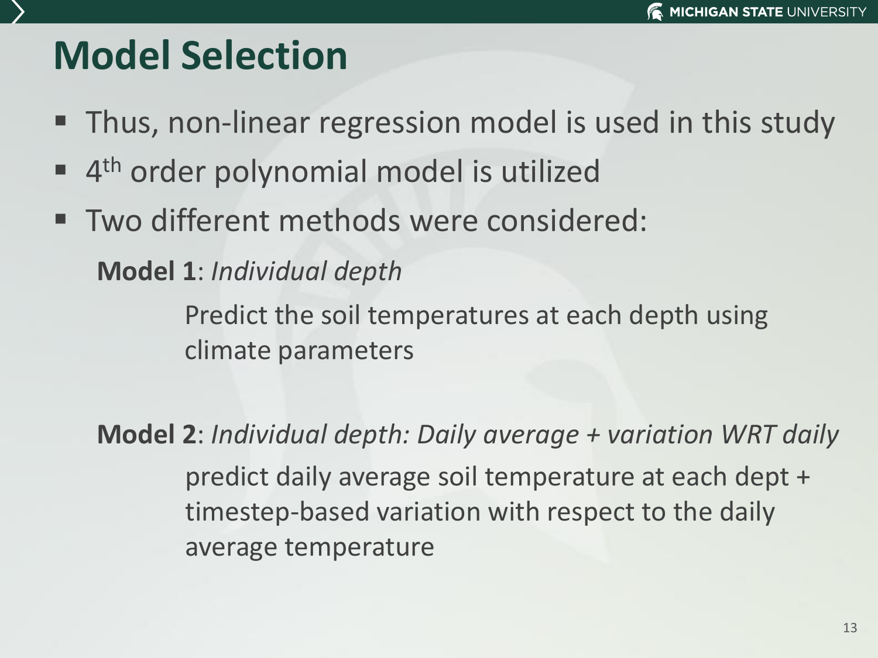# Model Selection

- Thus, non-linear regression model is used in this study
- $4^{th}$ order polynomial model is utilized
- Two different methods were considered:

**Model 1**: *Individual depth*

Predict the soil temperatures at each depth using climate parameters

**Model 2**: *Individual depth: Daily average + variation WRT daily*

predict daily average soil temperature at each dept + timestep-based variation with respect to the daily average temperature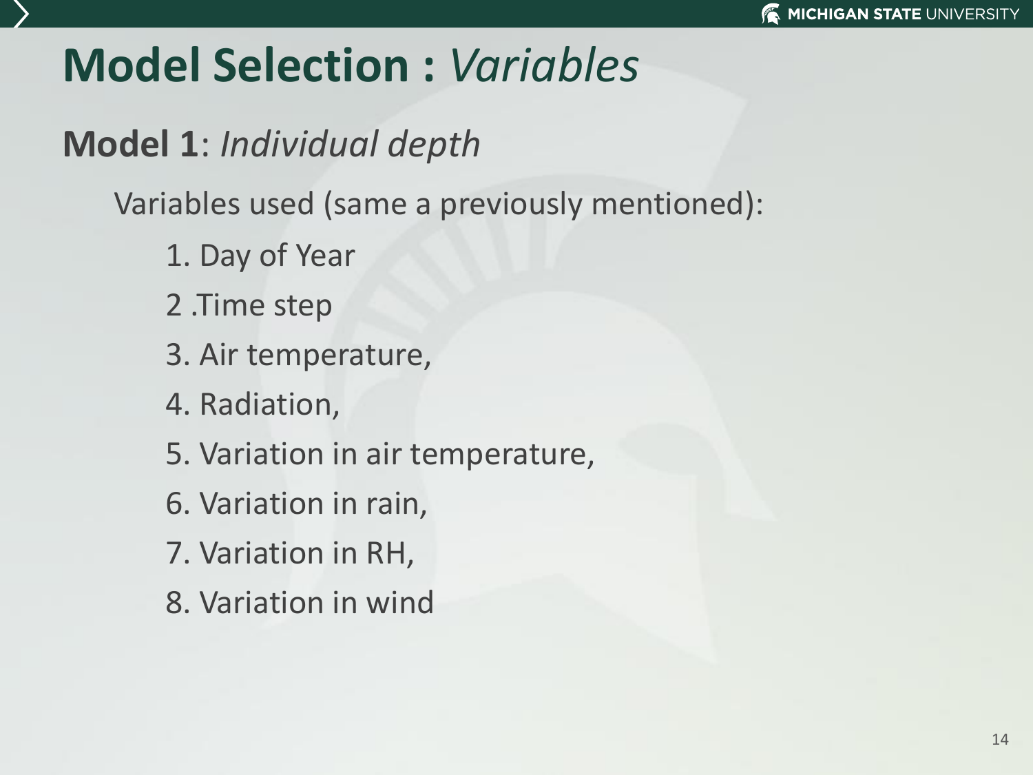# Model Selection : *Variables*

**Model 1**: *Individual depth*

Variables used (same a previously mentioned):

1. Day of Year
2. .Time step
3. Air temperature,
4. Radiation,
5. Variation in air temperature,
6. Variation in rain,
7. Variation in RH,
8. Variation in wind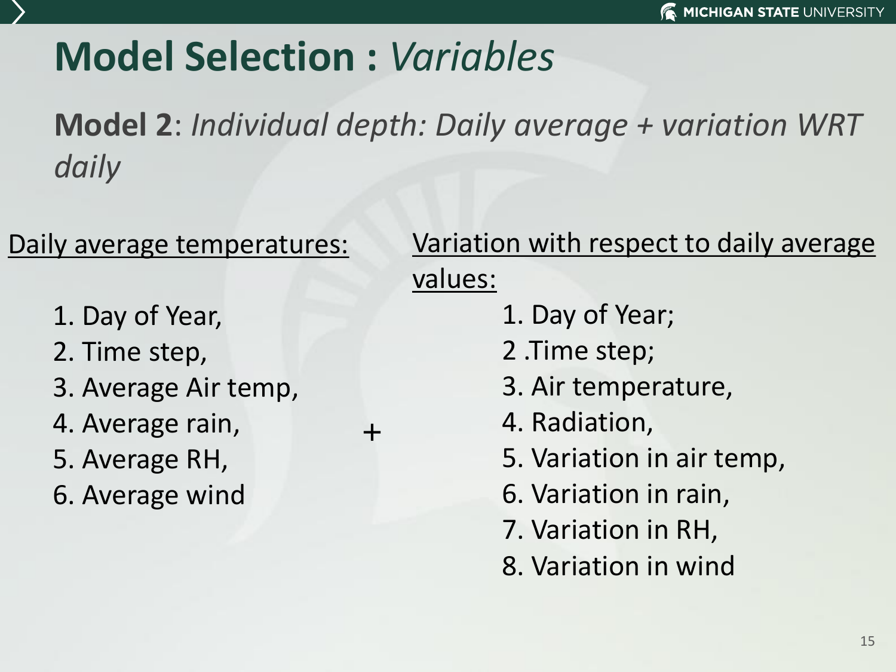# Model Selection : *Variables*

**Model 2**: *Individual depth: Daily average + variation WRT daily*

<u>Daily average temperatures:</u>

1. Day of Year,
2. Time step,
3. Average Air temp,
4. Average rain,
5. Average RH,
6. Average wind

\+

<u>Variation with respect to daily average values:</u>

1. Day of Year;
2. Time step;
3. Air temperature,
4. Radiation,
5. Variation in air temp,
6. Variation in rain,
7. Variation in RH,
8. Variation in wind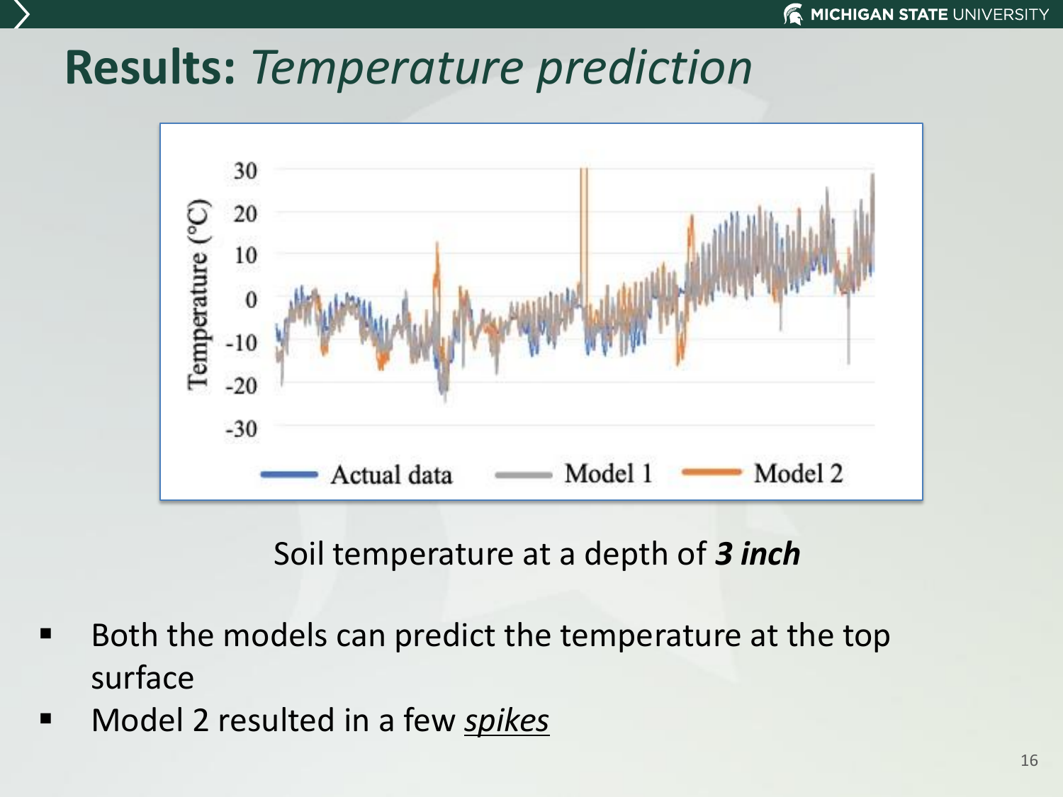# **Results:** *Temperature prediction*

Soil temperature at a depth of ***3 inch***

- Both the models can predict the temperature at the top surface
- Model 2 resulted in a few *<u>spikes</u>*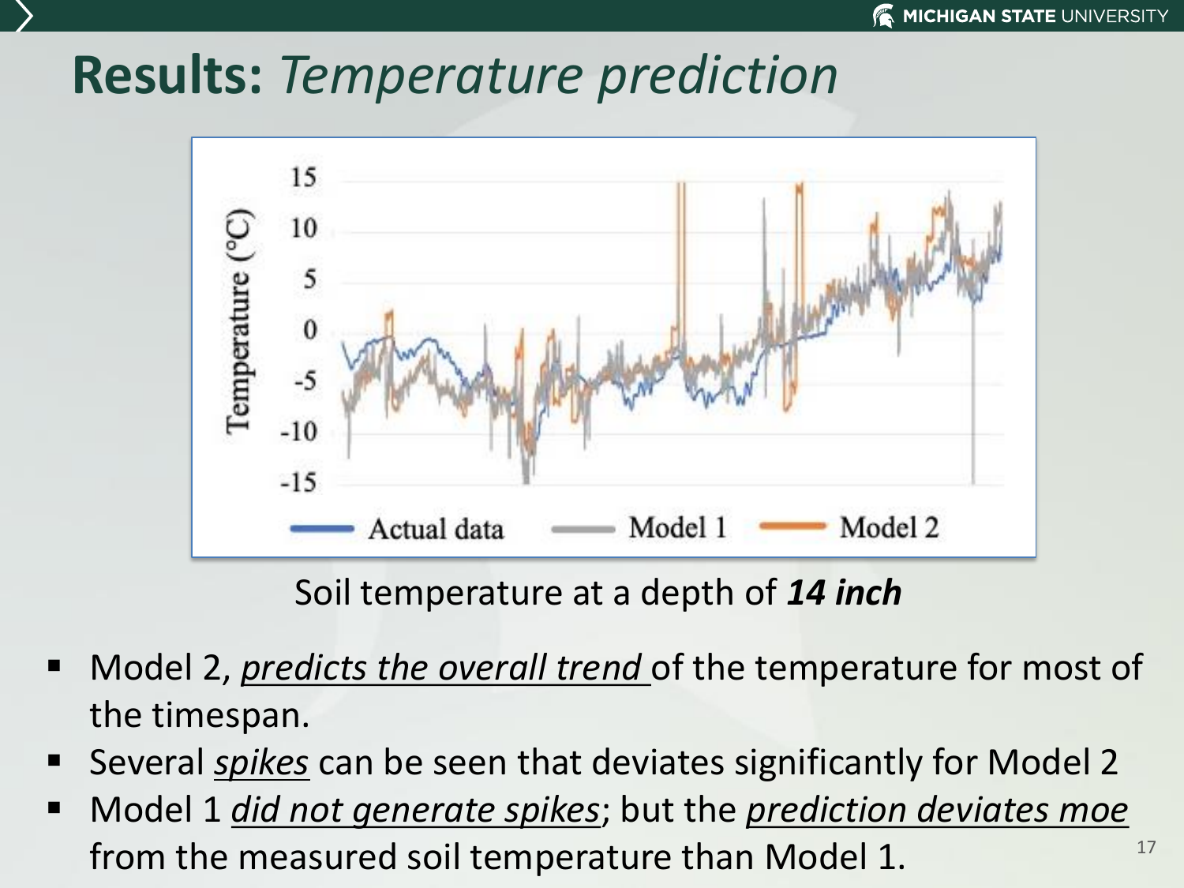# **Results:** *Temperature prediction*

Soil temperature at a depth of ***14 inch***

- Model 2, *predicts the overall trend* of the temperature for most of the timespan.
- Several *spikes* can be seen that deviates significantly for Model 2
- Model 1 *did not generate spikes*; but the *prediction deviates moe* from the measured soil temperature than Model 1.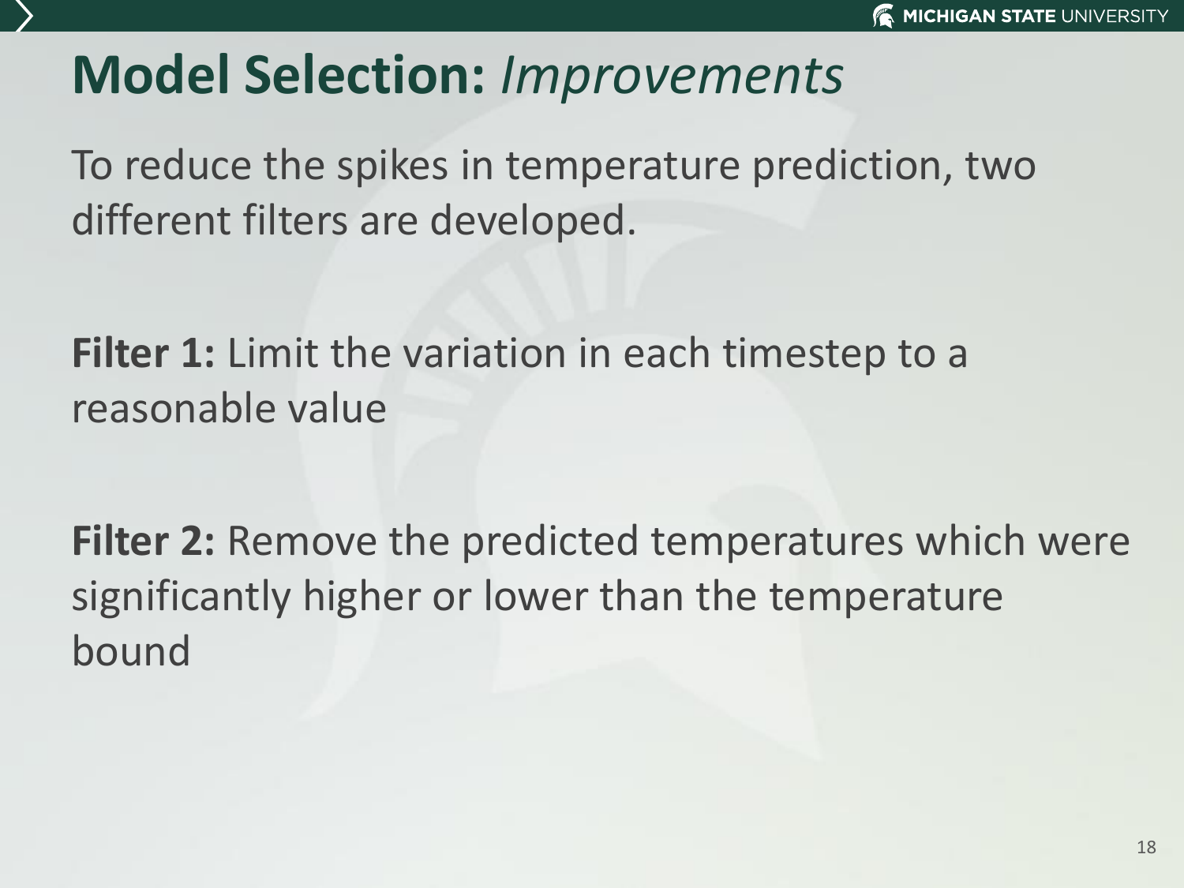# Model Selection: *Improvements*

To reduce the spikes in temperature prediction, two different filters are developed.

**Filter 1:** Limit the variation in each timestep to a reasonable value

**Filter 2:** Remove the predicted temperatures which were significantly higher or lower than the temperature bound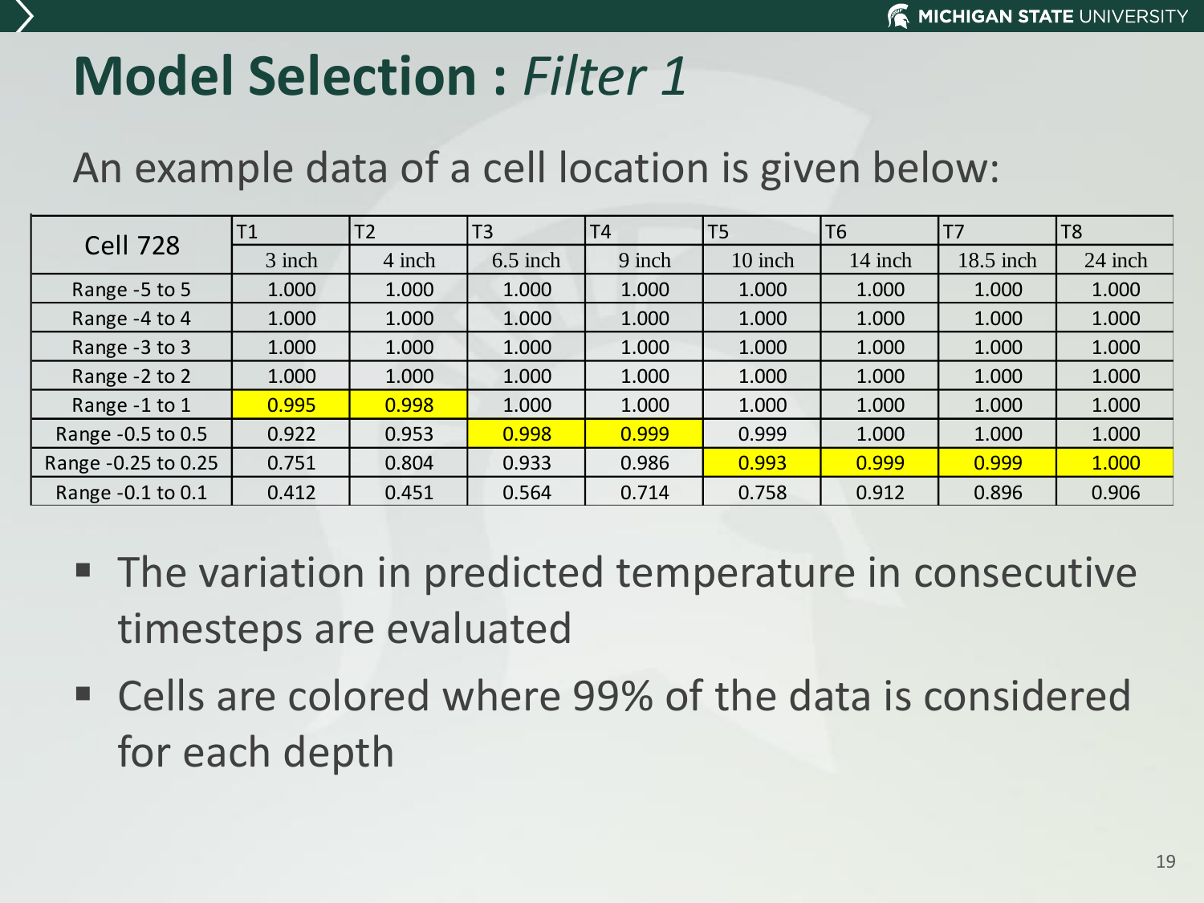# Model Selection : *Filter 1*

An example data of a cell location is given below:

| Cell 728 | T1 | T2 | T3 | T4 | T5 | T6 | T7 | T8 |
|---|---|---|---|---|---|---|---|---|
| | 3 inch | 4 inch | 6.5 inch | 9 inch | 10 inch | 14 inch | 18.5 inch | 24 inch |
| Range -5 to 5 | 1.000 | 1.000 | 1.000 | 1.000 | 1.000 | 1.000 | 1.000 | 1.000 |
| Range -4 to 4 | 1.000 | 1.000 | 1.000 | 1.000 | 1.000 | 1.000 | 1.000 | 1.000 |
| Range -3 to 3 | 1.000 | 1.000 | 1.000 | 1.000 | 1.000 | 1.000 | 1.000 | 1.000 |
| Range -2 to 2 | 1.000 | 1.000 | 1.000 | 1.000 | 1.000 | 1.000 | 1.000 | 1.000 |
| Range -1 to 1 | 0.995 | 0.998 | 1.000 | 1.000 | 1.000 | 1.000 | 1.000 | 1.000 |
| Range -0.5 to 0.5 | 0.922 | 0.953 | 0.998 | 0.999 | 0.999 | 1.000 | 1.000 | 1.000 |
| Range -0.25 to 0.25 | 0.751 | 0.804 | 0.933 | 0.986 | 0.993 | 0.999 | 0.999 | 1.000 |
| Range -0.1 to 0.1 | 0.412 | 0.451 | 0.564 | 0.714 | 0.758 | 0.912 | 0.896 | 0.906 |

- The variation in predicted temperature in consecutive timesteps are evaluated
- Cells are colored where 99% of the data is considered for each depth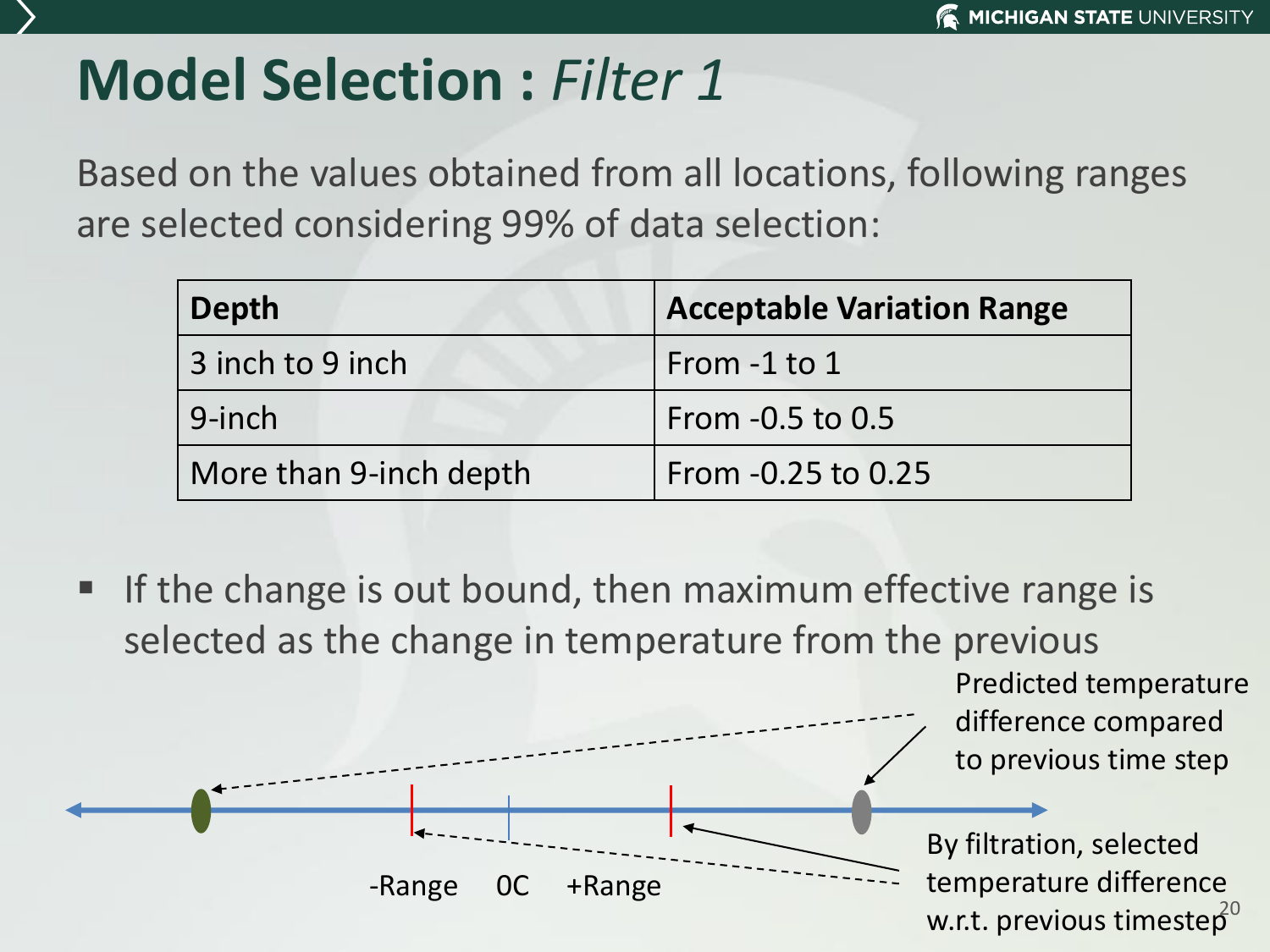# Model Selection : *Filter 1*

Based on the values obtained from all locations, following ranges are selected considering 99% of data selection:

| Depth | Acceptable Variation Range |
|---|---|
| 3 inch to 9 inch | From -1 to 1 |
| 9-inch | From -0.5 to 0.5 |
| More than 9-inch depth | From -0.25 to 0.25 |

- If the change is out bound, then maximum effective range is selected as the change in temperature from the previous

Predicted temperature difference compared to previous time step

-Range 0C +Range

By filtration, selected temperature difference w.r.t. previous timestep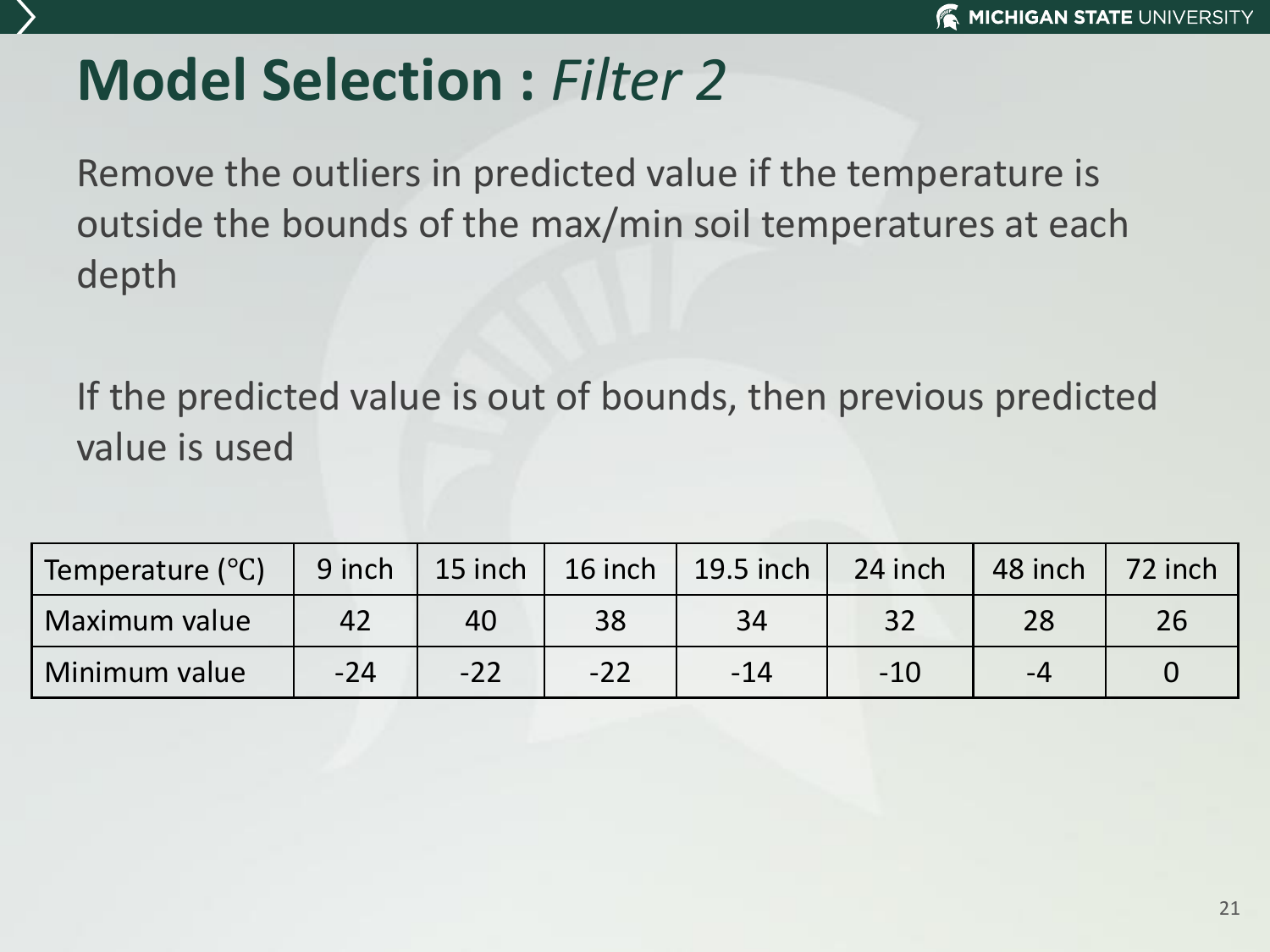# Model Selection : *Filter 2*

Remove the outliers in predicted value if the temperature is outside the bounds of the max/min soil temperatures at each depth

If the predicted value is out of bounds, then previous predicted value is used

| Temperature (℃) | 9 inch | 15 inch | 16 inch | 19.5 inch | 24 inch | 48 inch | 72 inch |
|---|---|---|---|---|---|---|---|
| Maximum value | 42 | 40 | 38 | 34 | 32 | 28 | 26 |
| Minimum value | -24 | -22 | -22 | -14 | -10 | -4 | 0 |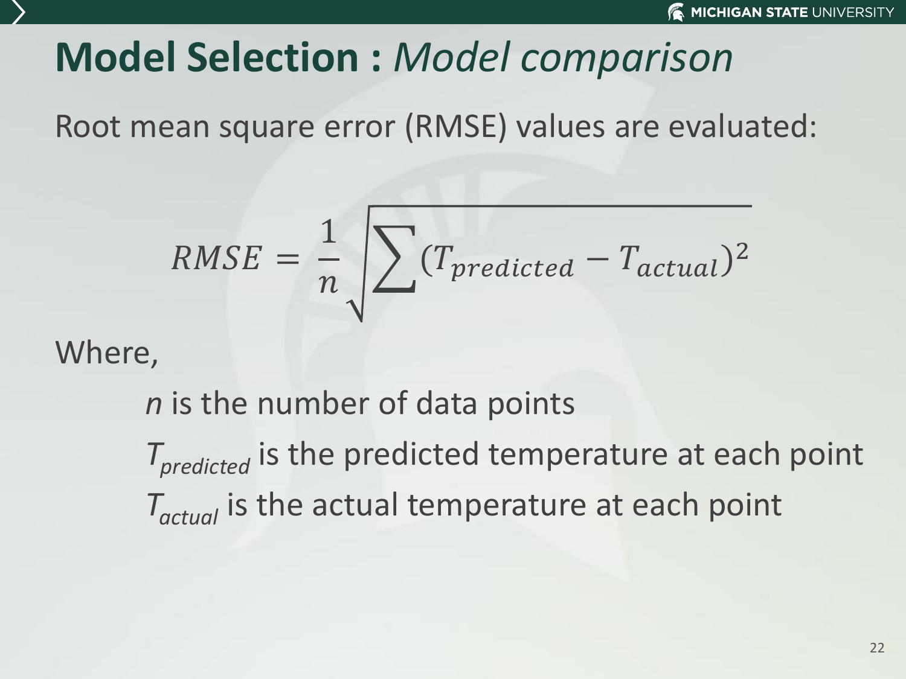# **Model Selection :** *Model comparison*

Root mean square error (RMSE) values are evaluated:

$$RMSE = \frac{1}{n}\sqrt{\sum (T_{predicted} - T_{actual})^2}$$

Where,

$n$ is the number of data points

$T_{predicted}$ is the predicted temperature at each point

$T_{actual}$ is the actual temperature at each point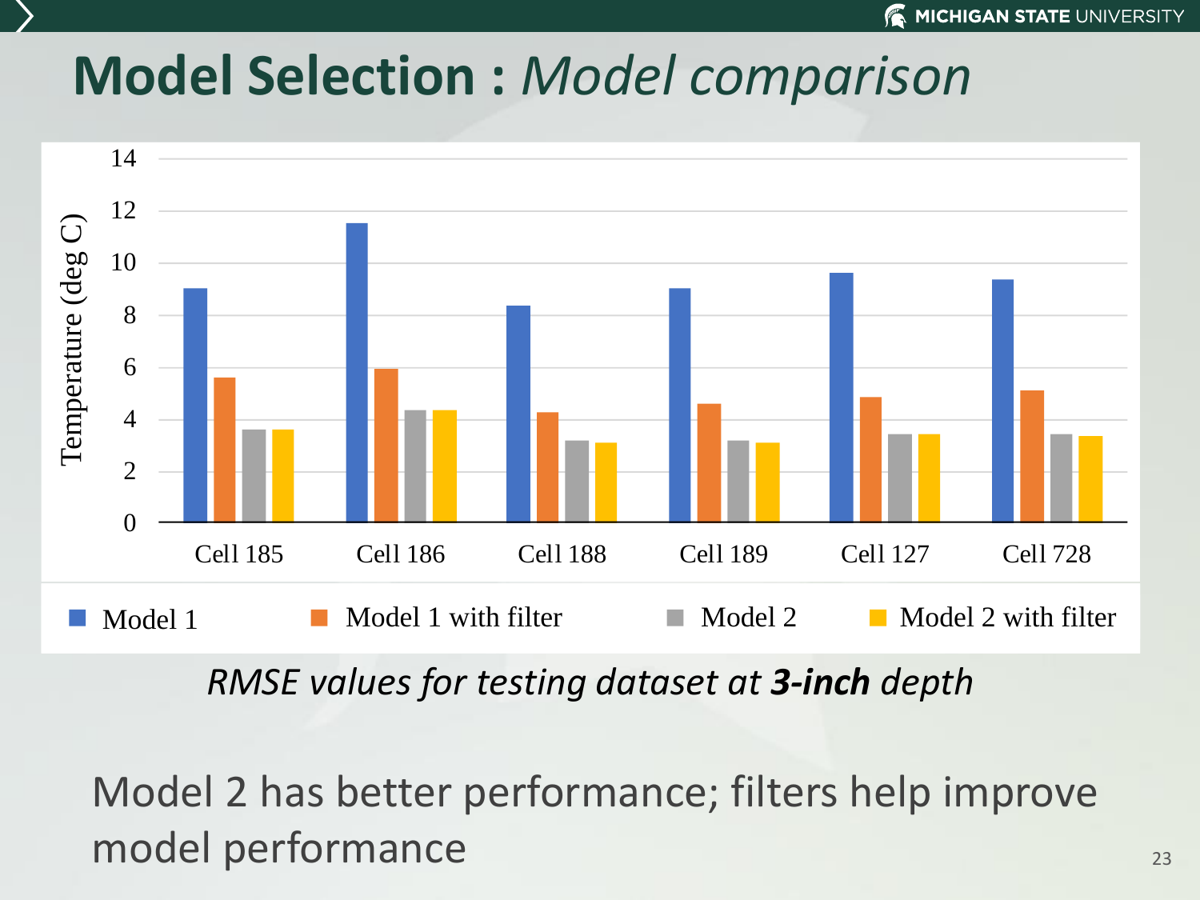# Model Selection : *Model comparison*

*RMSE values for testing dataset at **3-inch** depth*

Model 2 has better performance; filters help improve model performance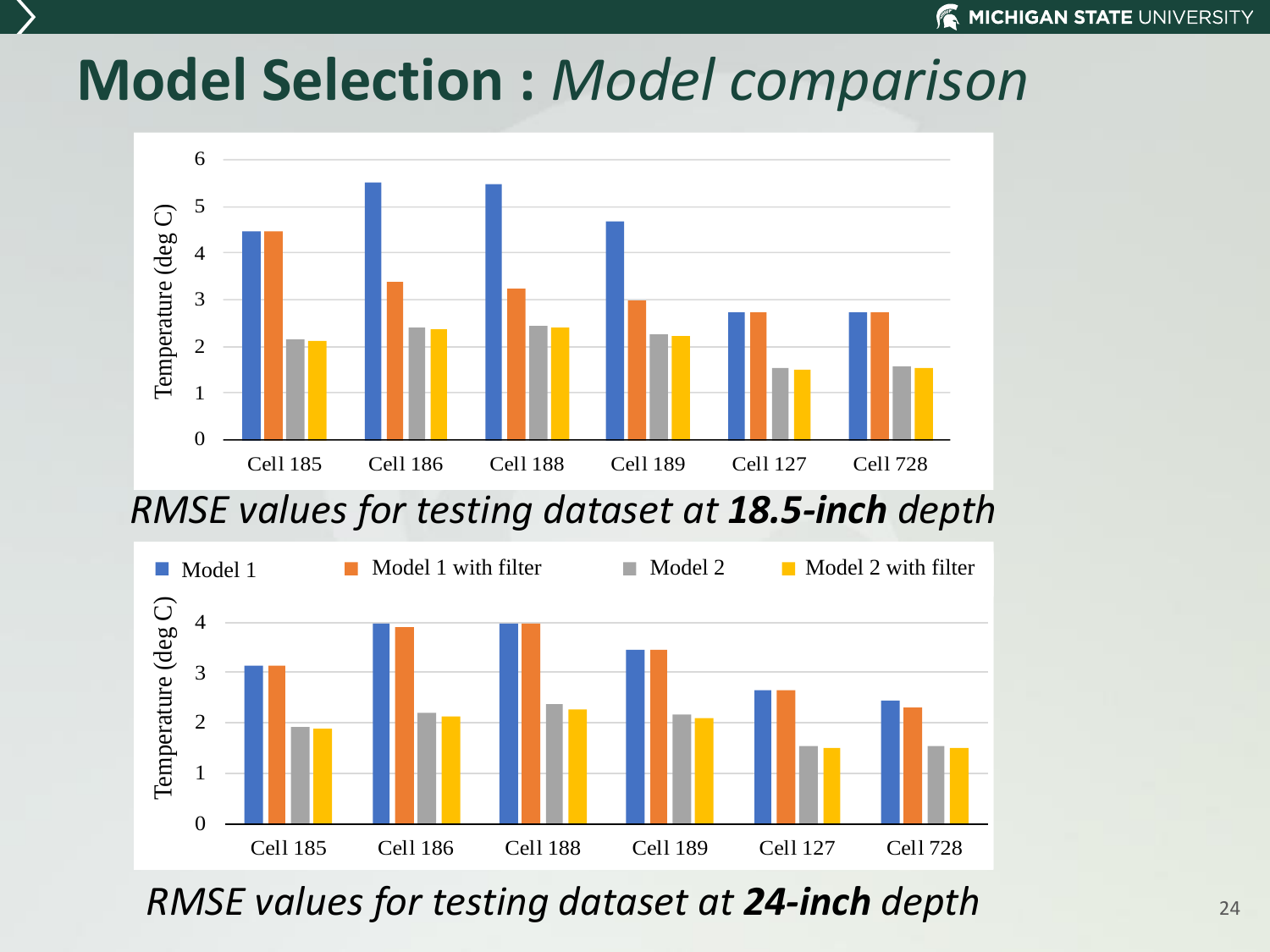# Model Selection : *Model comparison*

*RMSE values for testing dataset at **18.5-inch** depth*

*RMSE values for testing dataset at **24-inch** depth*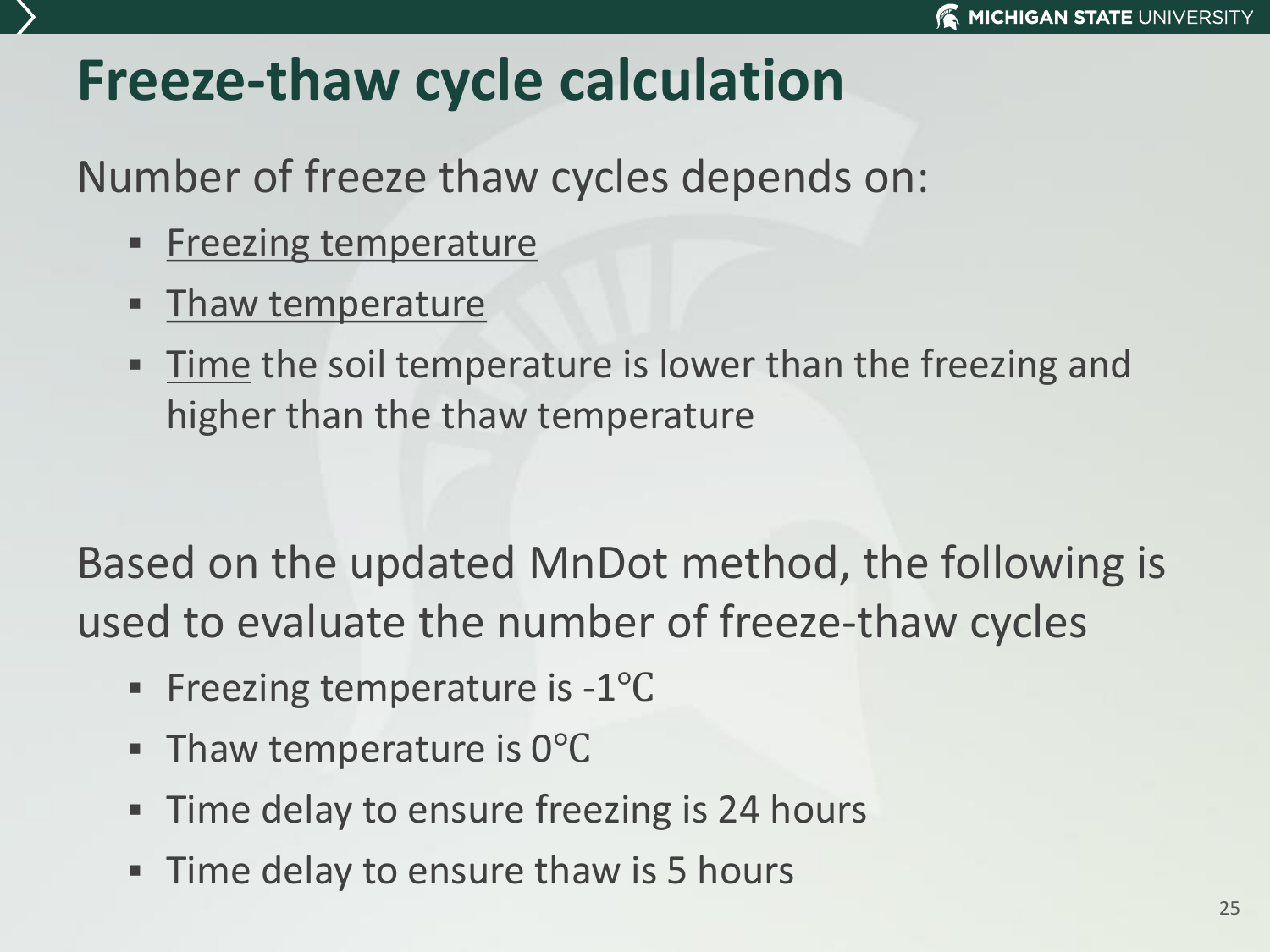# Freeze-thaw cycle calculation

Number of freeze thaw cycles depends on:

- Freezing temperature
- Thaw temperature
- Time the soil temperature is lower than the freezing and higher than the thaw temperature

Based on the updated MnDot method, the following is used to evaluate the number of freeze-thaw cycles

- Freezing temperature is -1°C
- Thaw temperature is 0°C
- Time delay to ensure freezing is 24 hours
- Time delay to ensure thaw is 5 hours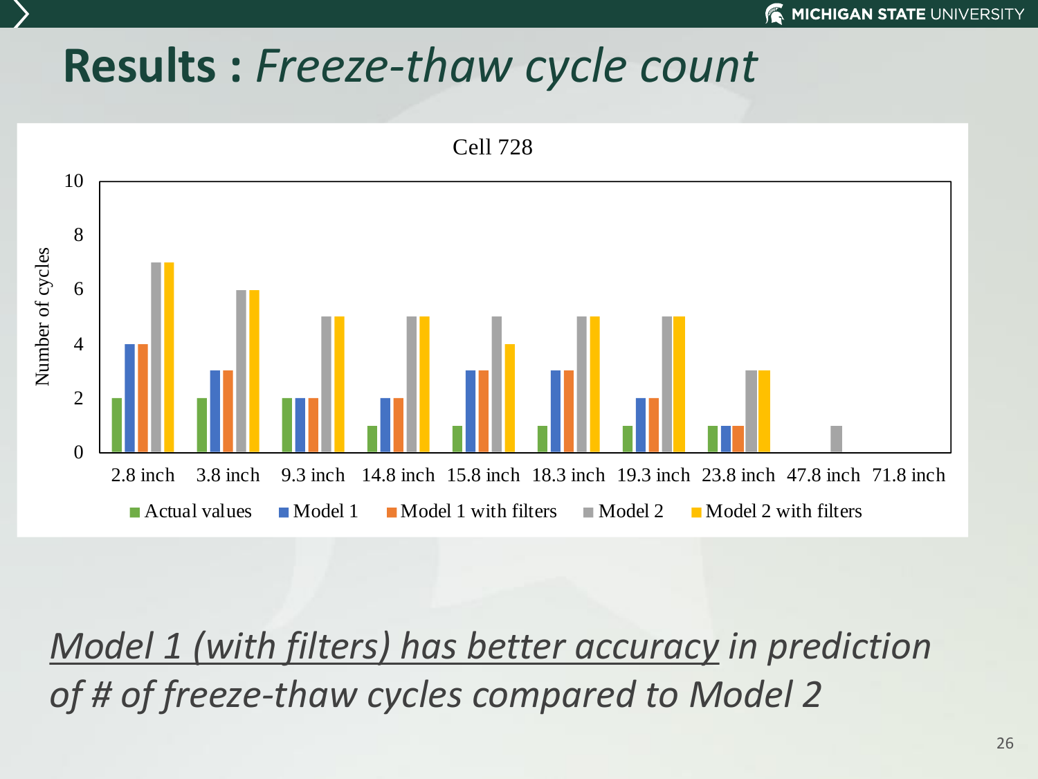# Results : *Freeze-thaw cycle count*

Cell 728

| Depth | Actual values | Model 1 | Model 1 with filters | Model 2 | Model 2 with filters |
|---|---|---|---|---|---|
| 2.8 inch | 2 | 4 | 4 | 7 | 7 |
| 3.8 inch | 2 | 3 | 3 | 6 | 6 |
| 9.3 inch | 2 | 2 | 2 | 5 | 5 |
| 14.8 inch | 1 | 2 | 2 | 5 | 5 |
| 15.8 inch | 1 | 3 | 3 | 5 | 4 |
| 18.3 inch | 1 | 3 | 3 | 5 | 5 |
| 19.3 inch | 1 | 2 | 2 | 5 | 5 |
| 23.8 inch | 1 | 1 | 1 | 3 | 3 |
| 47.8 inch | | | | 1 | |
| 71.8 inch | | | | | |

*Model 1 (with filters) has better accuracy in prediction of # of freeze-thaw cycles compared to Model 2*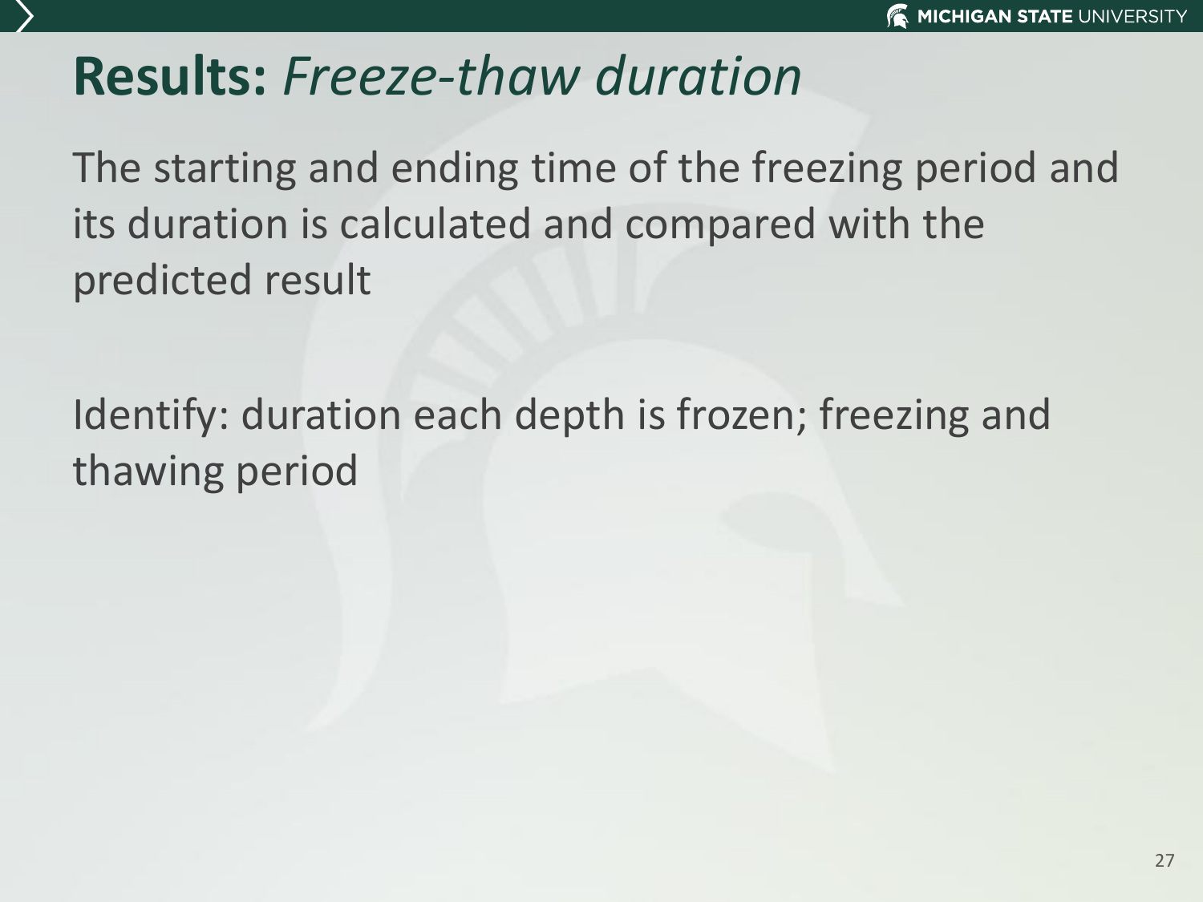# **Results:** *Freeze-thaw duration*

The starting and ending time of the freezing period and its duration is calculated and compared with the predicted result

Identify: duration each depth is frozen; freezing and thawing period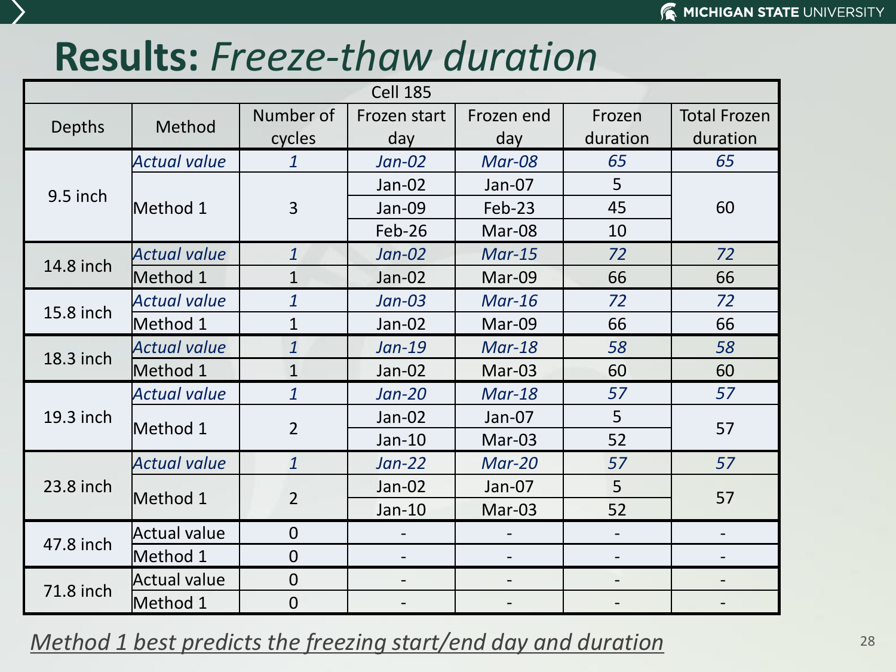# Results: *Freeze-thaw duration*

| Cell 185 | | | | | | |
|---|---|---|---|---|---|---|
| Depths | Method | Number of cycles | Frozen start day | Frozen end day | Frozen duration | Total Frozen duration |
| 9.5 inch | *Actual value* | *1* | *Jan-02* | *Mar-08* | *65* | *65* |
| | Method 1 | 3 | Jan-02 | Jan-07 | 5 | 60 |
| | | | Jan-09 | Feb-23 | 45 | |
| | | | Feb-26 | Mar-08 | 10 | |
| 14.8 inch | *Actual value* | *1* | *Jan-02* | *Mar-15* | *72* | *72* |
| | Method 1 | 1 | Jan-02 | Mar-09 | 66 | 66 |
| 15.8 inch | *Actual value* | *1* | *Jan-03* | *Mar-16* | *72* | *72* |
| | Method 1 | 1 | Jan-02 | Mar-09 | 66 | 66 |
| 18.3 inch | *Actual value* | *1* | *Jan-19* | *Mar-18* | *58* | *58* |
| | Method 1 | 1 | Jan-02 | Mar-03 | 60 | 60 |
| 19.3 inch | *Actual value* | *1* | *Jan-20* | *Mar-18* | *57* | *57* |
| | Method 1 | 2 | Jan-02 | Jan-07 | 5 | 57 |
| | | | Jan-10 | Mar-03 | 52 | |
| 23.8 inch | *Actual value* | *1* | *Jan-22* | *Mar-20* | *57* | *57* |
| | Method 1 | 2 | Jan-02 | Jan-07 | 5 | 57 |
| | | | Jan-10 | Mar-03 | 52 | |
| 47.8 inch | Actual value | 0 | - | - | - | - |
| | Method 1 | 0 | - | - | - | - |
| 71.8 inch | Actual value | 0 | - | - | - | - |
| | Method 1 | 0 | - | - | - | - |

*Method 1 best predicts the freezing start/end day and duration*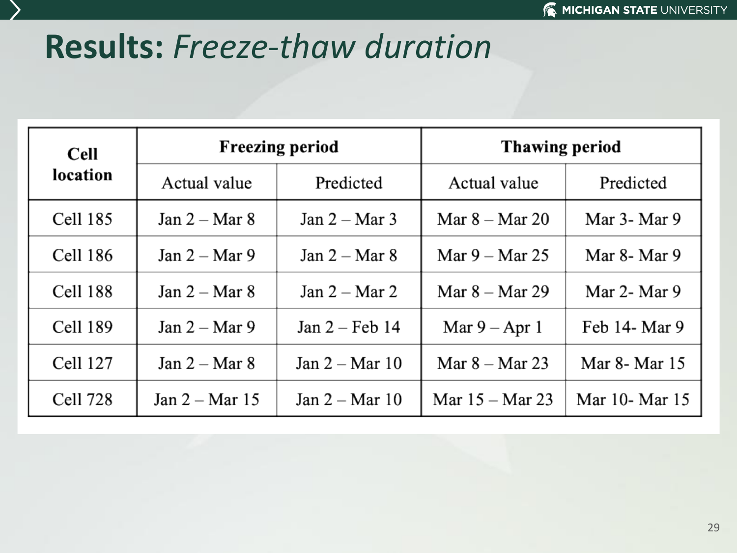# Results: *Freeze-thaw duration*

| Cell location | Freezing period | | Thawing period | |
|---|---|---|---|---|
| | Actual value | Predicted | Actual value | Predicted |
| Cell 185 | Jan 2 – Mar 8 | Jan 2 – Mar 3 | Mar 8 – Mar 20 | Mar 3- Mar 9 |
| Cell 186 | Jan 2 – Mar 9 | Jan 2 – Mar 8 | Mar 9 – Mar 25 | Mar 8- Mar 9 |
| Cell 188 | Jan 2 – Mar 8 | Jan 2 – Mar 2 | Mar 8 – Mar 29 | Mar 2- Mar 9 |
| Cell 189 | Jan 2 – Mar 9 | Jan 2 – Feb 14 | Mar 9 – Apr 1 | Feb 14- Mar 9 |
| Cell 127 | Jan 2 – Mar 8 | Jan 2 – Mar 10 | Mar 8 – Mar 23 | Mar 8- Mar 15 |
| Cell 728 | Jan 2 – Mar 15 | Jan 2 – Mar 10 | Mar 15 – Mar 23 | Mar 10- Mar 15 |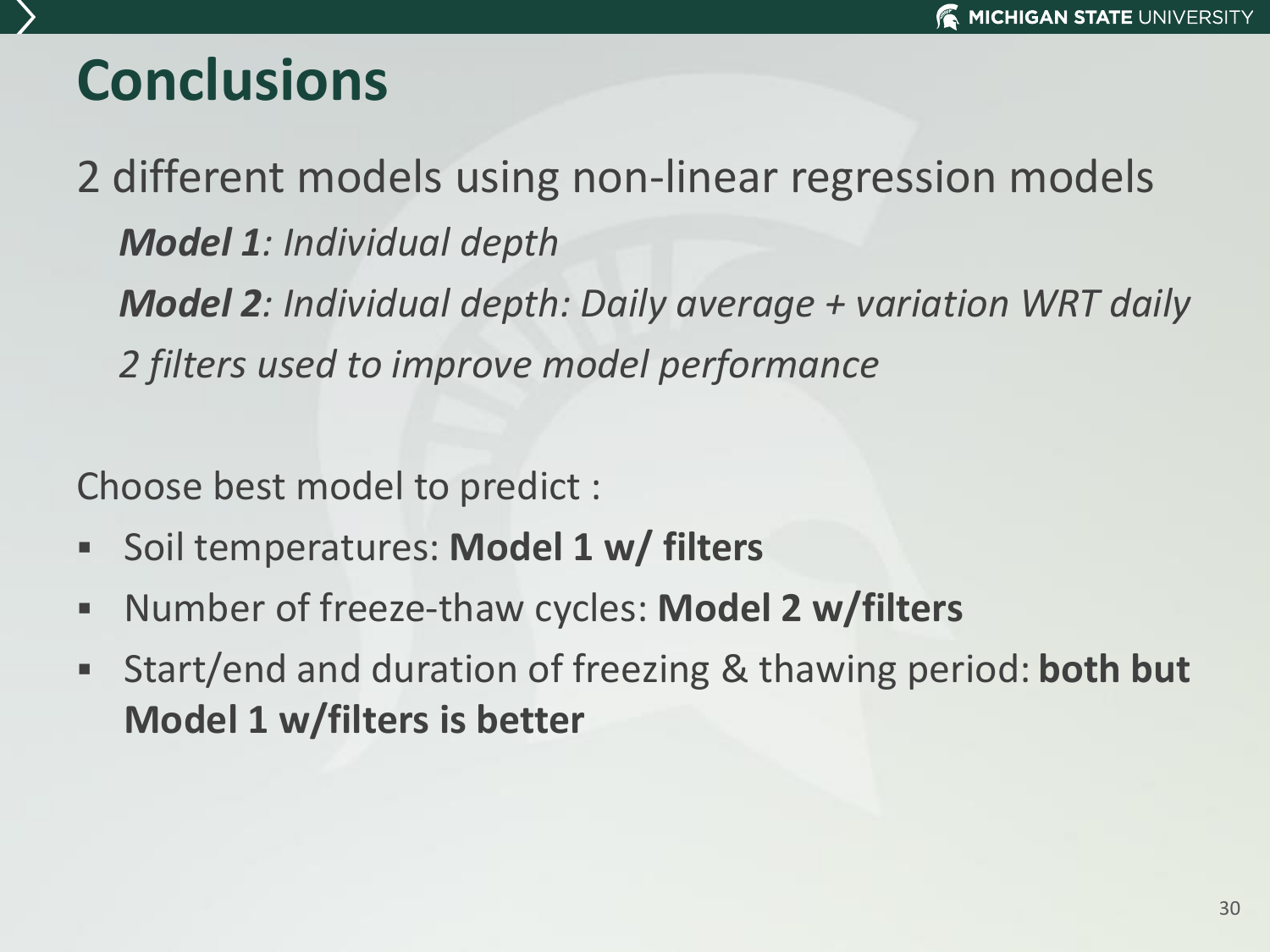# Conclusions

2 different models using non-linear regression models

*Model 1: Individual depth*

*Model 2: Individual depth: Daily average + variation WRT daily*

*2 filters used to improve model performance*

Choose best model to predict :

- Soil temperatures: **Model 1 w/ filters**
- Number of freeze-thaw cycles: **Model 2 w/filters**
- Start/end and duration of freezing & thawing period: **both but Model 1 w/filters is better**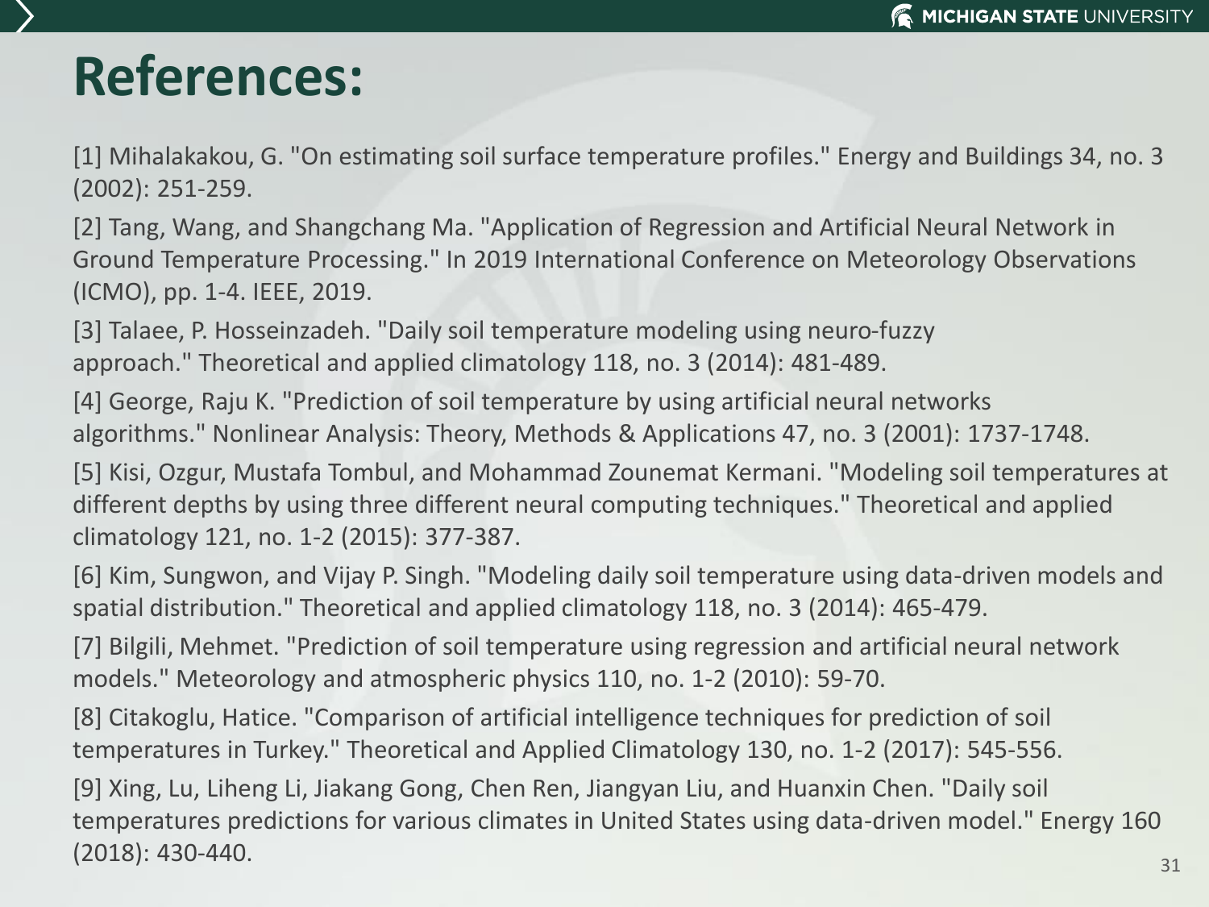# References:

[1] Mihalakakou, G. "On estimating soil surface temperature profiles." Energy and Buildings 34, no. 3 (2002): 251-259.

[2] Tang, Wang, and Shangchang Ma. "Application of Regression and Artificial Neural Network in Ground Temperature Processing." In 2019 International Conference on Meteorology Observations (ICMO), pp. 1-4. IEEE, 2019.

[3] Talaee, P. Hosseinzadeh. "Daily soil temperature modeling using neuro-fuzzy approach." Theoretical and applied climatology 118, no. 3 (2014): 481-489.

[4] George, Raju K. "Prediction of soil temperature by using artificial neural networks algorithms." Nonlinear Analysis: Theory, Methods & Applications 47, no. 3 (2001): 1737-1748.

[5] Kisi, Ozgur, Mustafa Tombul, and Mohammad Zounemat Kermani. "Modeling soil temperatures at different depths by using three different neural computing techniques." Theoretical and applied climatology 121, no. 1-2 (2015): 377-387.

[6] Kim, Sungwon, and Vijay P. Singh. "Modeling daily soil temperature using data-driven models and spatial distribution." Theoretical and applied climatology 118, no. 3 (2014): 465-479.

[7] Bilgili, Mehmet. "Prediction of soil temperature using regression and artificial neural network models." Meteorology and atmospheric physics 110, no. 1-2 (2010): 59-70.

[8] Citakoglu, Hatice. "Comparison of artificial intelligence techniques for prediction of soil temperatures in Turkey." Theoretical and Applied Climatology 130, no. 1-2 (2017): 545-556.

[9] Xing, Lu, Liheng Li, Jiakang Gong, Chen Ren, Jiangyan Liu, and Huanxin Chen. "Daily soil temperatures predictions for various climates in United States using data-driven model." Energy 160 (2018): 430-440.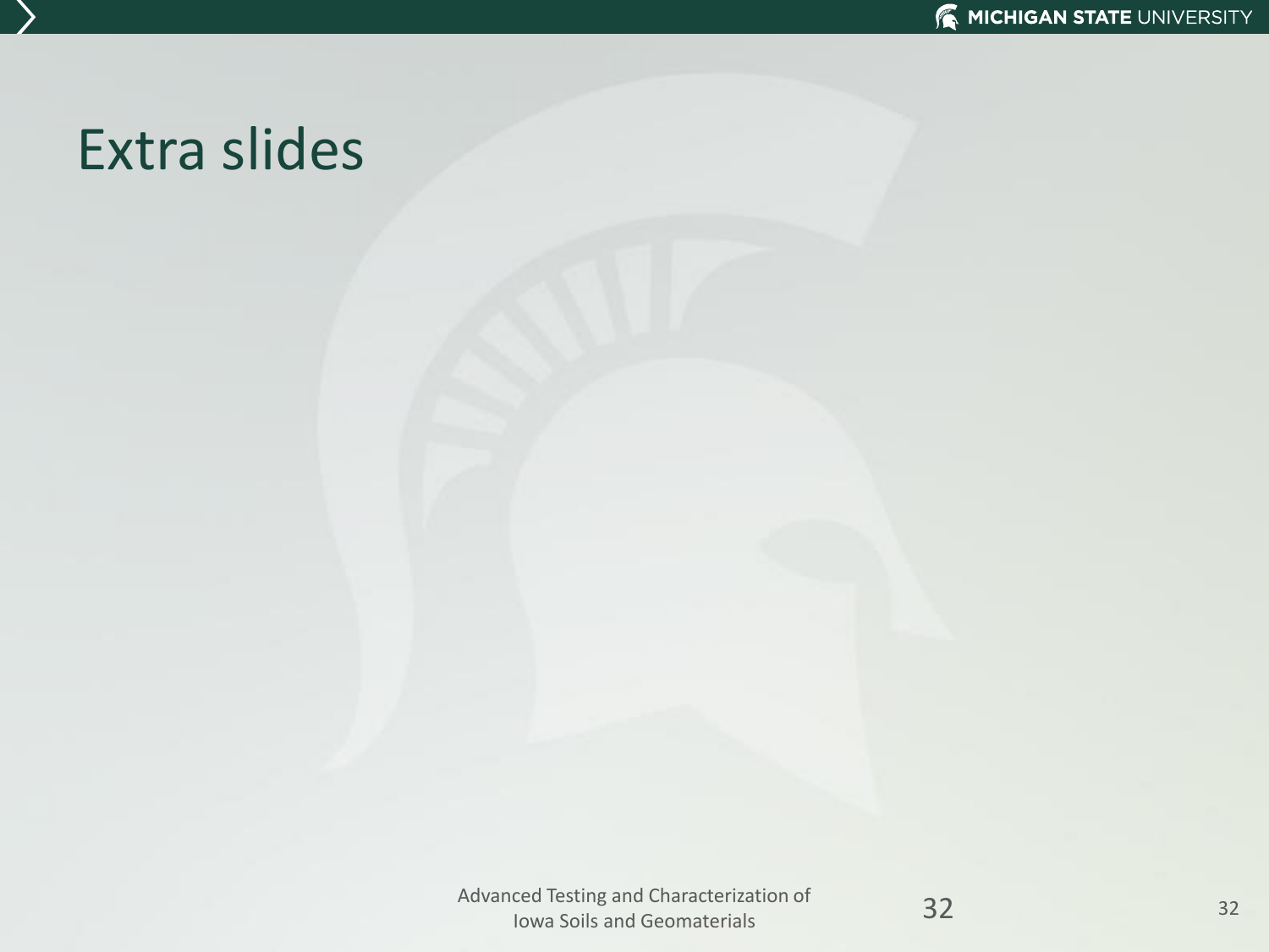# Extra slides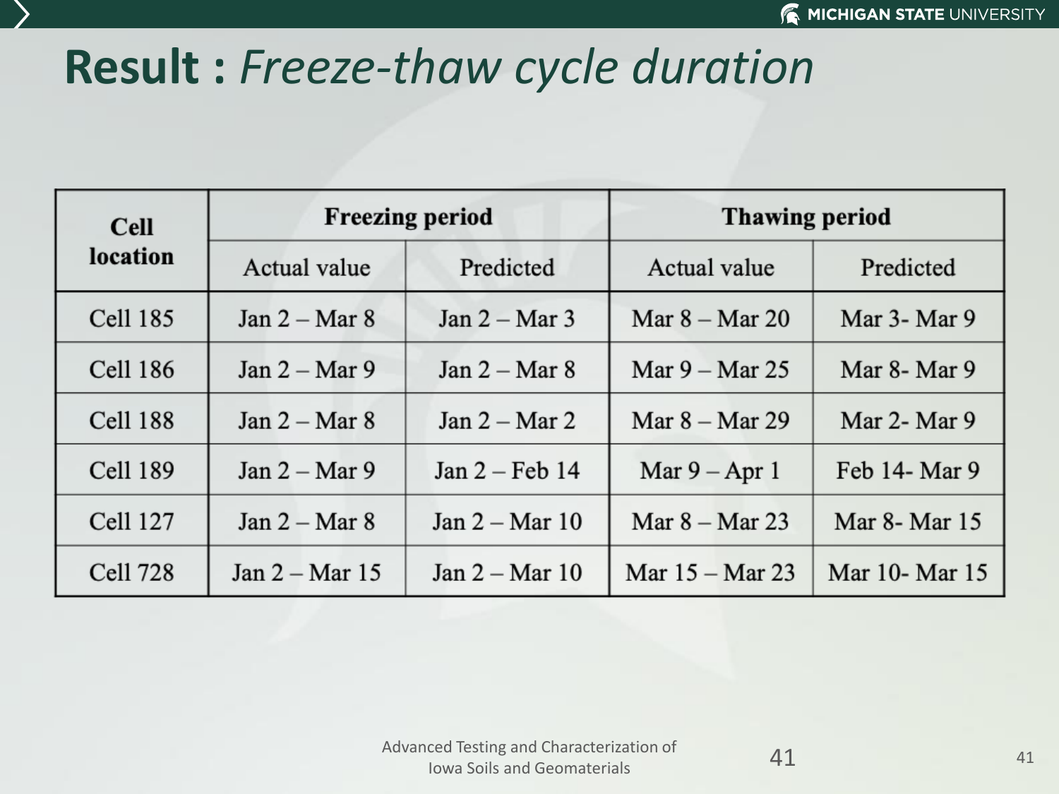# Result : *Freeze-thaw cycle duration*

| Cell location | Freezing period | | Thawing period | |
|---|---|---|---|---|
| | Actual value | Predicted | Actual value | Predicted |
| Cell 185 | Jan 2 – Mar 8 | Jan 2 – Mar 3 | Mar 8 – Mar 20 | Mar 3- Mar 9 |
| Cell 186 | Jan 2 – Mar 9 | Jan 2 – Mar 8 | Mar 9 – Mar 25 | Mar 8- Mar 9 |
| Cell 188 | Jan 2 – Mar 8 | Jan 2 – Mar 2 | Mar 8 – Mar 29 | Mar 2- Mar 9 |
| Cell 189 | Jan 2 – Mar 9 | Jan 2 – Feb 14 | Mar 9 – Apr 1 | Feb 14- Mar 9 |
| Cell 127 | Jan 2 – Mar 8 | Jan 2 – Mar 10 | Mar 8 – Mar 23 | Mar 8- Mar 15 |
| Cell 728 | Jan 2 – Mar 15 | Jan 2 – Mar 10 | Mar 15 – Mar 23 | Mar 10- Mar 15 |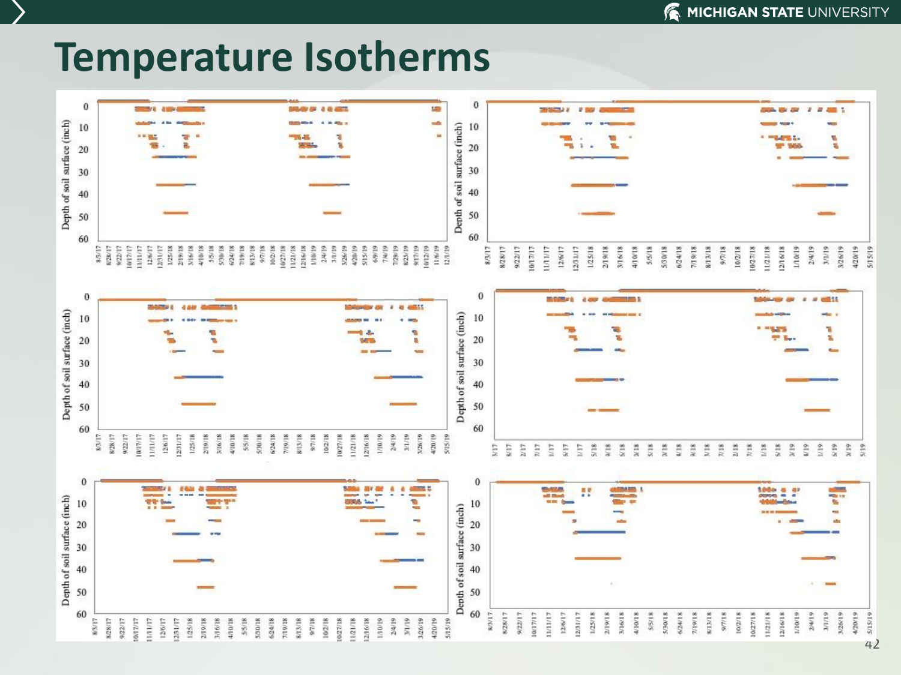# Temperature Isotherms

Depth of soil surface (inch)

0
10
20
30
40
50
60

8/3/17 8/28/17 9/22/17 10/17/17 11/11/17 12/6/17 12/31/17 1/25/18 2/19/18 3/16/18 4/10/18 5/5/18 5/30/18 6/24/18 7/19/18 8/13/18 9/7/18 10/2/18 10/27/18 11/21/18 12/16/18 1/10/19 2/4/19 3/1/19 3/26/19 4/20/19 5/15/19 6/9/19 7/4/19 7/29/19 8/23/19 9/17/19 10/12/19 11/6/19 12/1/19

Depth of soil surface (inch)

0
10
20
30
40
50
60

8/3/17 8/28/17 9/22/17 10/17/17 11/11/17 12/6/17 12/31/17 1/25/18 2/19/18 3/16/18 4/10/18 5/5/18 5/30/18 6/24/18 7/19/18 8/13/18 9/7/18 10/2/18 10/27/18 11/21/18 12/16/18 1/10/19 2/4/19 3/1/19 3/26/19 4/20/19 5/15/19

Depth of soil surface (inch)

0
10
20
30
40
50
60

8/3/17 8/28/17 9/22/17 10/17/17 11/11/17 12/6/17 12/31/17 1/25/18 2/19/18 3/16/18 4/10/18 5/5/18 5/30/18 6/24/18 7/19/18 8/13/18 9/7/18 10/2/18 10/27/18 11/21/18 12/16/18 1/10/19 2/4/19 3/1/19 3/26/19 4/20/19 5/15/19

Depth of soil surface (inch)

0
10
20
30
40
50
60

Depth of soil surface (inch)

0
10
20
30
40
50
60

8/3/17 8/28/17 9/22/17 10/17/17 11/11/17 12/6/17 12/31/17 1/25/18 2/19/18 3/16/18 4/10/18 5/5/18 5/30/18 6/24/18 7/19/18 8/13/18 9/7/18 10/2/18 10/27/18 11/21/18 12/16/18 1/10/19 2/4/19 3/1/19 3/26/19 4/20/19 5/15/19

Depth of soil surface (inch)

0
10
20
30
40
50
60

8/3/17 8/28/17 9/22/17 10/17/17 11/11/17 12/6/17 12/31/17 1/25/18 2/19/18 3/16/18 4/10/18 5/5/18 5/30/18 6/24/18 7/19/18 8/13/18 9/7/18 10/2/18 10/27/18 11/21/18 12/16/18 1/10/19 2/4/19 3/1/19 3/26/19 4/20/19 5/15/19